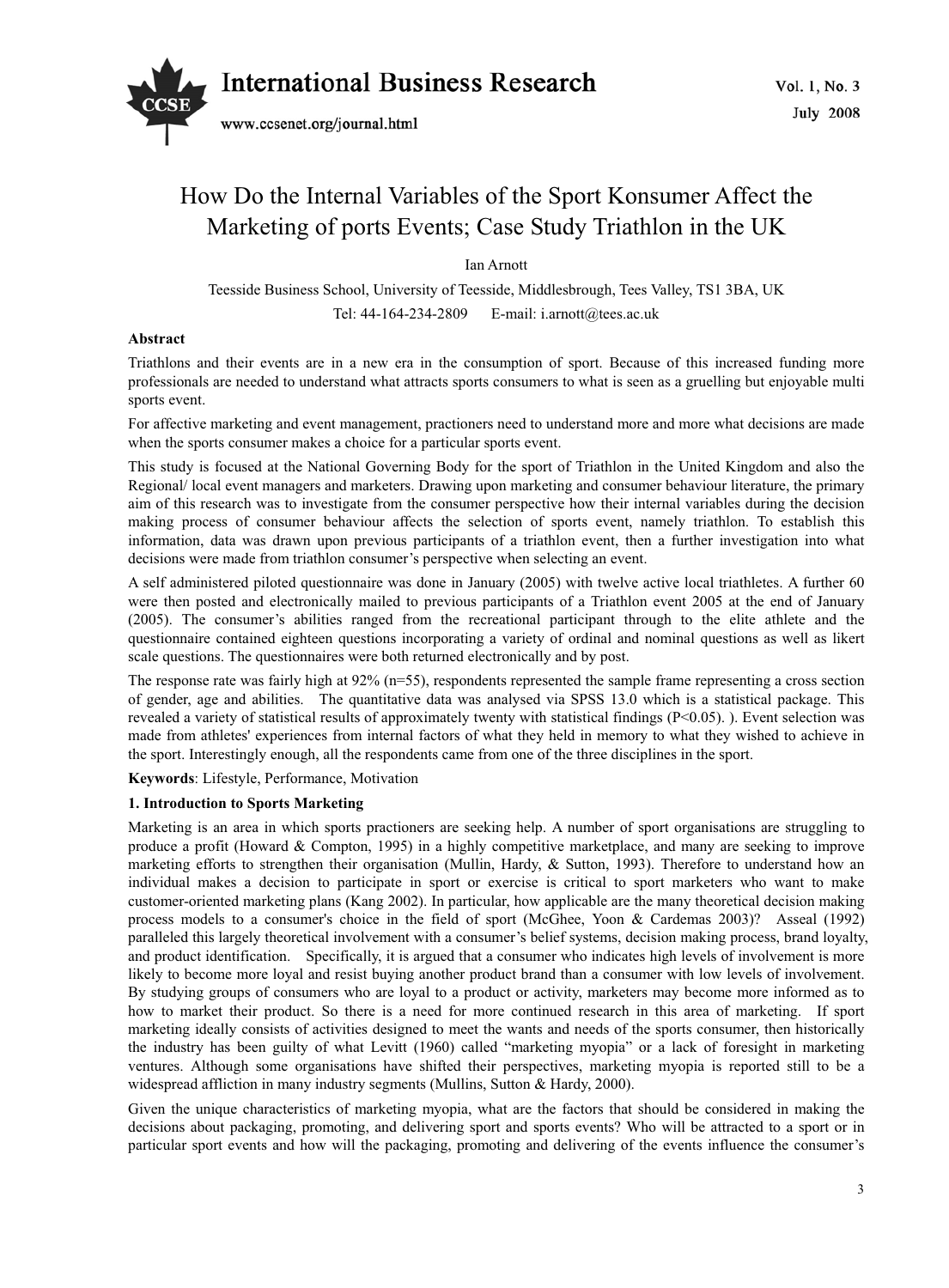# How Do the Internal Variables of the Sport Konsumer Affect the Marketing of ports Events; Case Study Triathlon in the UK

Ian Arnott

Teesside Business School, University of Teesside, Middlesbrough, Tees Valley, TS1 3BA, UK

Tel: 44-164-234-2809 E-mail: i.arnott@tees.ac.uk

**Abstract**

Triathlons and their events are in a new era in the consumption of sport. Because of this increased funding more professionals are needed to understand what attracts sports consumers to what is seen as a gruelling but enjoyable multi sports event.

For affective marketing and event management, practioners need to understand more and more what decisions are made when the sports consumer makes a choice for a particular sports event.

This study is focused at the National Governing Body for the sport of Triathlon in the United Kingdom and also the Regional/ local event managers and marketers. Drawing upon marketing and consumer behaviour literature, the primary aim of this research was to investigate from the consumer perspective how their internal variables during the decision making process of consumer behaviour affects the selection of sports event, namely triathlon. To establish this information, data was drawn upon previous participants of a triathlon event, then a further investigation into what decisions were made from triathlon consumer's perspective when selecting an event.

A self administered piloted questionnaire was done in January (2005) with twelve active local triathletes. A further 60 were then posted and electronically mailed to previous participants of a Triathlon event 2005 at the end of January (2005). The consumer's abilities ranged from the recreational participant through to the elite athlete and the questionnaire contained eighteen questions incorporating a variety of ordinal and nominal questions as well as likert scale questions. The questionnaires were both returned electronically and by post.

The response rate was fairly high at 92% (n=55), respondents represented the sample frame representing a cross section of gender, age and abilities. The quantitative data was analysed via SPSS 13.0 which is a statistical package. This revealed a variety of statistical results of approximately twenty with statistical findings ($P<0.05$). ). Event selection was made from athletes' experiences from internal factors of what they held in memory to what they wished to achieve in the sport. Interestingly enough, all the respondents came from one of the three disciplines in the sport.

**Keywords**: Lifestyle, Performance, Motivation

## 1. Introduction to Sports Marketing

Marketing is an area in which sports practioners are seeking help. A number of sport organisations are struggling to produce a profit (Howard & Compton, 1995) in a highly competitive marketplace, and many are seeking to improve marketing efforts to strengthen their organisation (Mullin, Hardy, & Sutton, 1993). Therefore to understand how an individual makes a decision to participate in sport or exercise is critical to sport marketers who want to make customer-oriented marketing plans (Kang 2002). In particular, how applicable are the many theoretical decision making process models to a consumer's choice in the field of sport (McGhee, Yoon & Cardemas 2003)? Asseal (1992) paralleled this largely theoretical involvement with a consumer's belief systems, decision making process, brand loyalty, and product identification. Specifically, it is argued that a consumer who indicates high levels of involvement is more likely to become more loyal and resist buying another product brand than a consumer with low levels of involvement. By studying groups of consumers who are loyal to a product or activity, marketers may become more informed as to how to market their product. So there is a need for more continued research in this area of marketing. If sport marketing ideally consists of activities designed to meet the wants and needs of the sports consumer, then historically the industry has been guilty of what Levitt (1960) called "marketing myopia" or a lack of foresight in marketing ventures. Although some organisations have shifted their perspectives, marketing myopia is reported still to be a widespread affliction in many industry segments (Mullins, Sutton & Hardy, 2000).

Given the unique characteristics of marketing myopia, what are the factors that should be considered in making the decisions about packaging, promoting, and delivering sport and sports events? Who will be attracted to a sport or in particular sport events and how will the packaging, promoting and delivering of the events influence the consumer's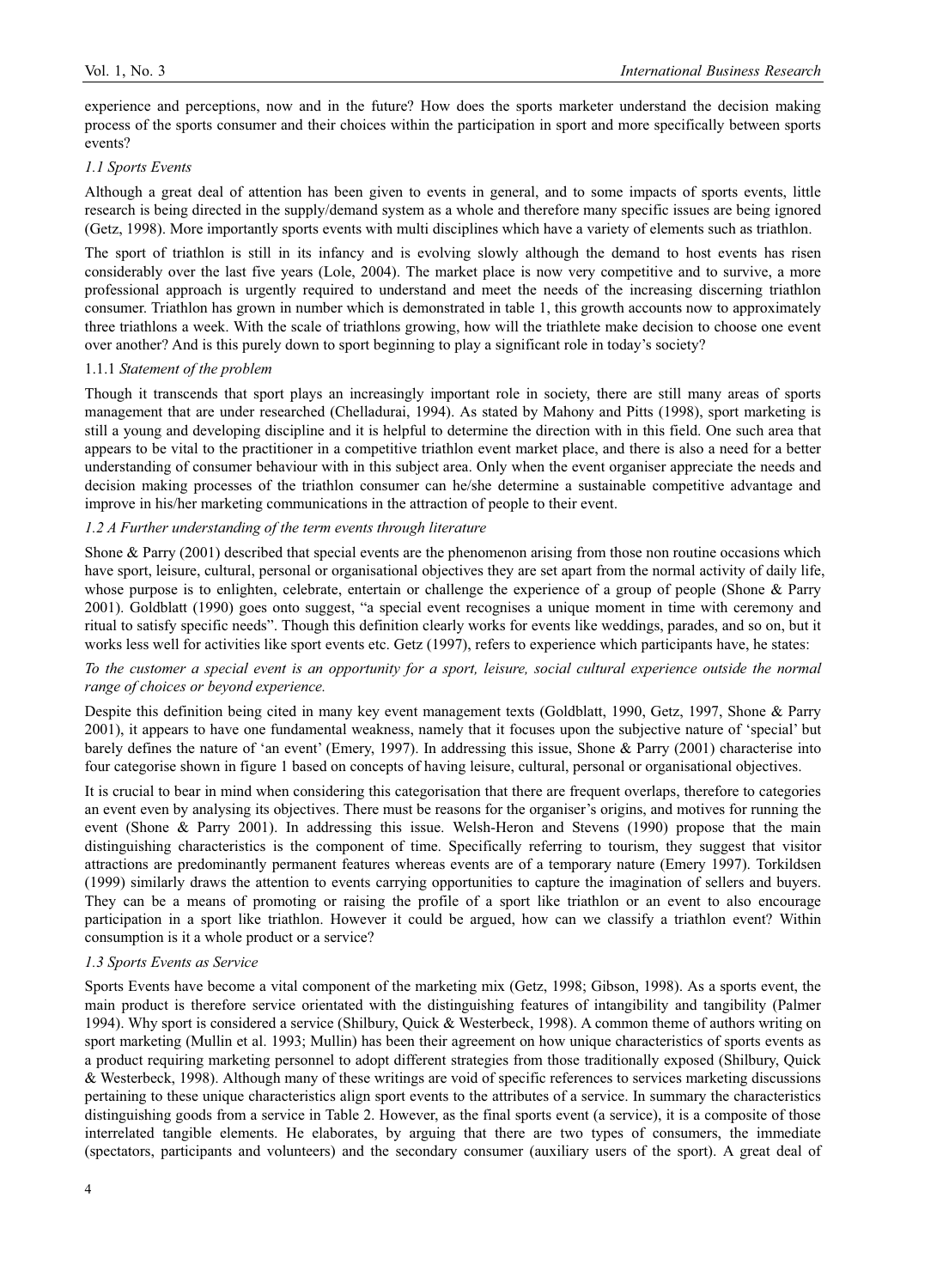experience and perceptions, now and in the future? How does the sports marketer understand the decision making process of the sports consumer and their choices within the participation in sport and more specifically between sports events?

### *1.1 Sports Events*

Although a great deal of attention has been given to events in general, and to some impacts of sports events, little research is being directed in the supply/demand system as a whole and therefore many specific issues are being ignored (Getz, 1998). More importantly sports events with multi disciplines which have a variety of elements such as triathlon.

The sport of triathlon is still in its infancy and is evolving slowly although the demand to host events has risen considerably over the last five years (Lole, 2004). The market place is now very competitive and to survive, a more professional approach is urgently required to understand and meet the needs of the increasing discerning triathlon consumer. Triathlon has grown in number which is demonstrated in table 1, this growth accounts now to approximately three triathlons a week. With the scale of triathlons growing, how will the triathlete make decision to choose one event over another? And is this purely down to sport beginning to play a significant role in today's society?

#### 1.1.1 *Statement of the problem*

Though it transcends that sport plays an increasingly important role in society, there are still many areas of sports management that are under researched (Chelladurai, 1994). As stated by Mahony and Pitts (1998), sport marketing is still a young and developing discipline and it is helpful to determine the direction with in this field. One such area that appears to be vital to the practitioner in a competitive triathlon event market place, and there is also a need for a better understanding of consumer behaviour with in this subject area. Only when the event organiser appreciate the needs and decision making processes of the triathlon consumer can he/she determine a sustainable competitive advantage and improve in his/her marketing communications in the attraction of people to their event.

### *1.2 A Further understanding of the term events through literature*

Shone & Parry (2001) described that special events are the phenomenon arising from those non routine occasions which have sport, leisure, cultural, personal or organisational objectives they are set apart from the normal activity of daily life, whose purpose is to enlighten, celebrate, entertain or challenge the experience of a group of people (Shone & Parry 2001). Goldblatt (1990) goes onto suggest, "a special event recognises a unique moment in time with ceremony and ritual to satisfy specific needs". Though this definition clearly works for events like weddings, parades, and so on, but it works less well for activities like sport events etc. Getz (1997), refers to experience which participants have, he states:

*To the customer a special event is an opportunity for a sport, leisure, social cultural experience outside the normal range of choices or beyond experience.*

Despite this definition being cited in many key event management texts (Goldblatt, 1990, Getz, 1997, Shone & Parry 2001), it appears to have one fundamental weakness, namely that it focuses upon the subjective nature of 'special' but barely defines the nature of 'an event' (Emery, 1997). In addressing this issue, Shone & Parry (2001) characterise into four categorise shown in figure 1 based on concepts of having leisure, cultural, personal or organisational objectives.

It is crucial to bear in mind when considering this categorisation that there are frequent overlaps, therefore to categories an event even by analysing its objectives. There must be reasons for the organiser's origins, and motives for running the event (Shone & Parry 2001). In addressing this issue. Welsh-Heron and Stevens (1990) propose that the main distinguishing characteristics is the component of time. Specifically referring to tourism, they suggest that visitor attractions are predominantly permanent features whereas events are of a temporary nature (Emery 1997). Torkildsen (1999) similarly draws the attention to events carrying opportunities to capture the imagination of sellers and buyers. They can be a means of promoting or raising the profile of a sport like triathlon or an event to also encourage participation in a sport like triathlon. However it could be argued, how can we classify a triathlon event? Within consumption is it a whole product or a service?

### *1.3 Sports Events as Service*

Sports Events have become a vital component of the marketing mix (Getz, 1998; Gibson, 1998). As a sports event, the main product is therefore service orientated with the distinguishing features of intangibility and tangibility (Palmer 1994). Why sport is considered a service (Shilbury, Quick & Westerbeck, 1998). A common theme of authors writing on sport marketing (Mullin et al. 1993; Mullin) has been their agreement on how unique characteristics of sports events as a product requiring marketing personnel to adopt different strategies from those traditionally exposed (Shilbury, Quick & Westerbeck, 1998). Although many of these writings are void of specific references to services marketing discussions pertaining to these unique characteristics align sport events to the attributes of a service. In summary the characteristics distinguishing goods from a service in Table 2. However, as the final sports event (a service), it is a composite of those interrelated tangible elements. He elaborates, by arguing that there are two types of consumers, the immediate (spectators, participants and volunteers) and the secondary consumer (auxiliary users of the sport). A great deal of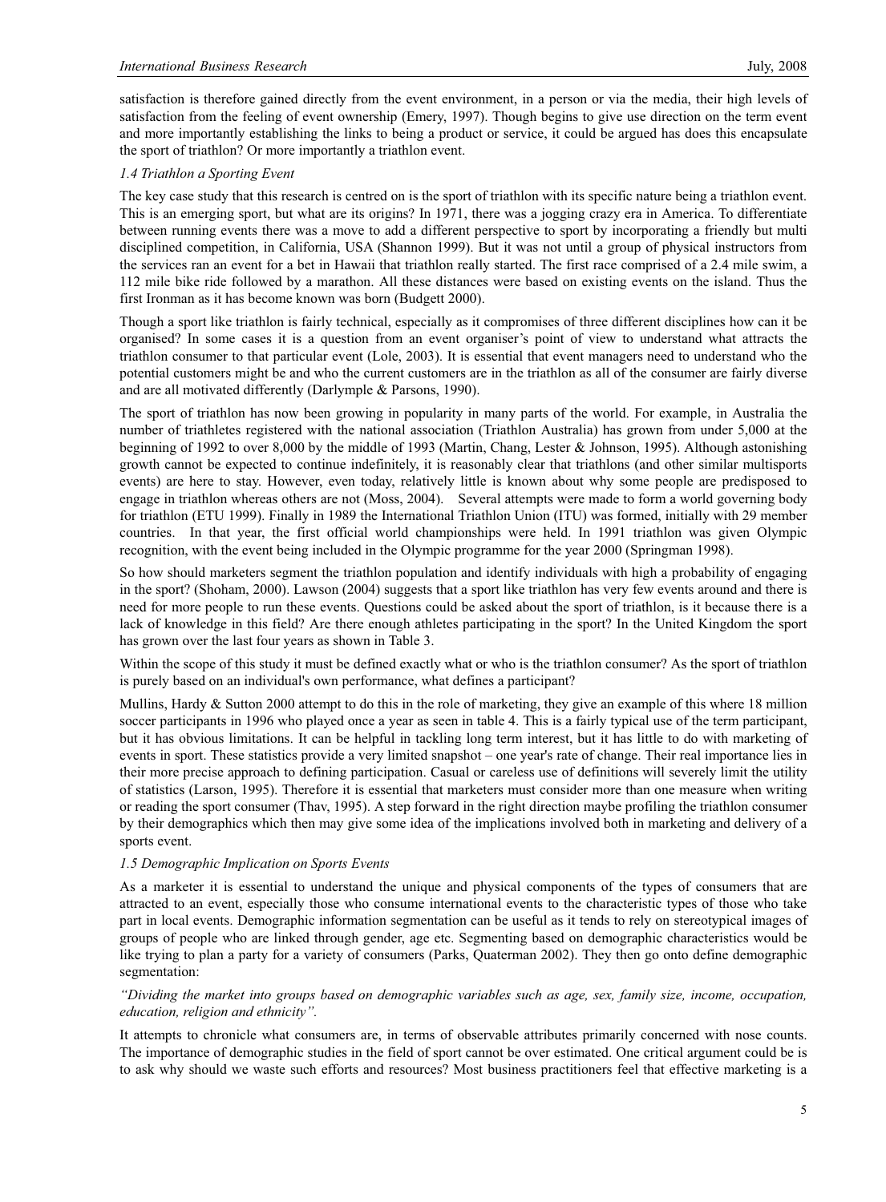satisfaction is therefore gained directly from the event environment, in a person or via the media, their high levels of satisfaction from the feeling of event ownership (Emery, 1997). Though begins to give use direction on the term event and more importantly establishing the links to being a product or service, it could be argued has does this encapsulate the sport of triathlon? Or more importantly a triathlon event.

### *1.4 Triathlon a Sporting Event*

The key case study that this research is centred on is the sport of triathlon with its specific nature being a triathlon event. This is an emerging sport, but what are its origins? In 1971, there was a jogging crazy era in America. To differentiate between running events there was a move to add a different perspective to sport by incorporating a friendly but multi disciplined competition, in California, USA (Shannon 1999). But it was not until a group of physical instructors from the services ran an event for a bet in Hawaii that triathlon really started. The first race comprised of a 2.4 mile swim, a 112 mile bike ride followed by a marathon. All these distances were based on existing events on the island. Thus the first Ironman as it has become known was born (Budgett 2000).

Though a sport like triathlon is fairly technical, especially as it compromises of three different disciplines how can it be organised? In some cases it is a question from an event organiser's point of view to understand what attracts the triathlon consumer to that particular event (Lole, 2003). It is essential that event managers need to understand who the potential customers might be and who the current customers are in the triathlon as all of the consumer are fairly diverse and are all motivated differently (Darlymple & Parsons, 1990).

The sport of triathlon has now been growing in popularity in many parts of the world. For example, in Australia the number of triathletes registered with the national association (Triathlon Australia) has grown from under 5,000 at the beginning of 1992 to over 8,000 by the middle of 1993 (Martin, Chang, Lester & Johnson, 1995). Although astonishing growth cannot be expected to continue indefinitely, it is reasonably clear that triathlons (and other similar multisports events) are here to stay. However, even today, relatively little is known about why some people are predisposed to engage in triathlon whereas others are not (Moss, 2004). Several attempts were made to form a world governing body for triathlon (ETU 1999). Finally in 1989 the International Triathlon Union (ITU) was formed, initially with 29 member countries. In that year, the first official world championships were held. In 1991 triathlon was given Olympic recognition, with the event being included in the Olympic programme for the year 2000 (Springman 1998).

So how should marketers segment the triathlon population and identify individuals with high a probability of engaging in the sport? (Shoham, 2000). Lawson (2004) suggests that a sport like triathlon has very few events around and there is need for more people to run these events. Questions could be asked about the sport of triathlon, is it because there is a lack of knowledge in this field? Are there enough athletes participating in the sport? In the United Kingdom the sport has grown over the last four years as shown in Table 3.

Within the scope of this study it must be defined exactly what or who is the triathlon consumer? As the sport of triathlon is purely based on an individual's own performance, what defines a participant?

Mullins, Hardy & Sutton 2000 attempt to do this in the role of marketing, they give an example of this where 18 million soccer participants in 1996 who played once a year as seen in table 4. This is a fairly typical use of the term participant, but it has obvious limitations. It can be helpful in tackling long term interest, but it has little to do with marketing of events in sport. These statistics provide a very limited snapshot – one year's rate of change. Their real importance lies in their more precise approach to defining participation. Casual or careless use of definitions will severely limit the utility of statistics (Larson, 1995). Therefore it is essential that marketers must consider more than one measure when writing or reading the sport consumer (Thav, 1995). A step forward in the right direction maybe profiling the triathlon consumer by their demographics which then may give some idea of the implications involved both in marketing and delivery of a sports event.

### *1.5 Demographic Implication on Sports Events*

As a marketer it is essential to understand the unique and physical components of the types of consumers that are attracted to an event, especially those who consume international events to the characteristic types of those who take part in local events. Demographic information segmentation can be useful as it tends to rely on stereotypical images of groups of people who are linked through gender, age etc. Segmenting based on demographic characteristics would be like trying to plan a party for a variety of consumers (Parks, Quaterman 2002). They then go onto define demographic segmentation:

*"Dividing the market into groups based on demographic variables such as age, sex, family size, income, occupation, education, religion and ethnicity".*

It attempts to chronicle what consumers are, in terms of observable attributes primarily concerned with nose counts. The importance of demographic studies in the field of sport cannot be over estimated. One critical argument could be is to ask why should we waste such efforts and resources? Most business practitioners feel that effective marketing is a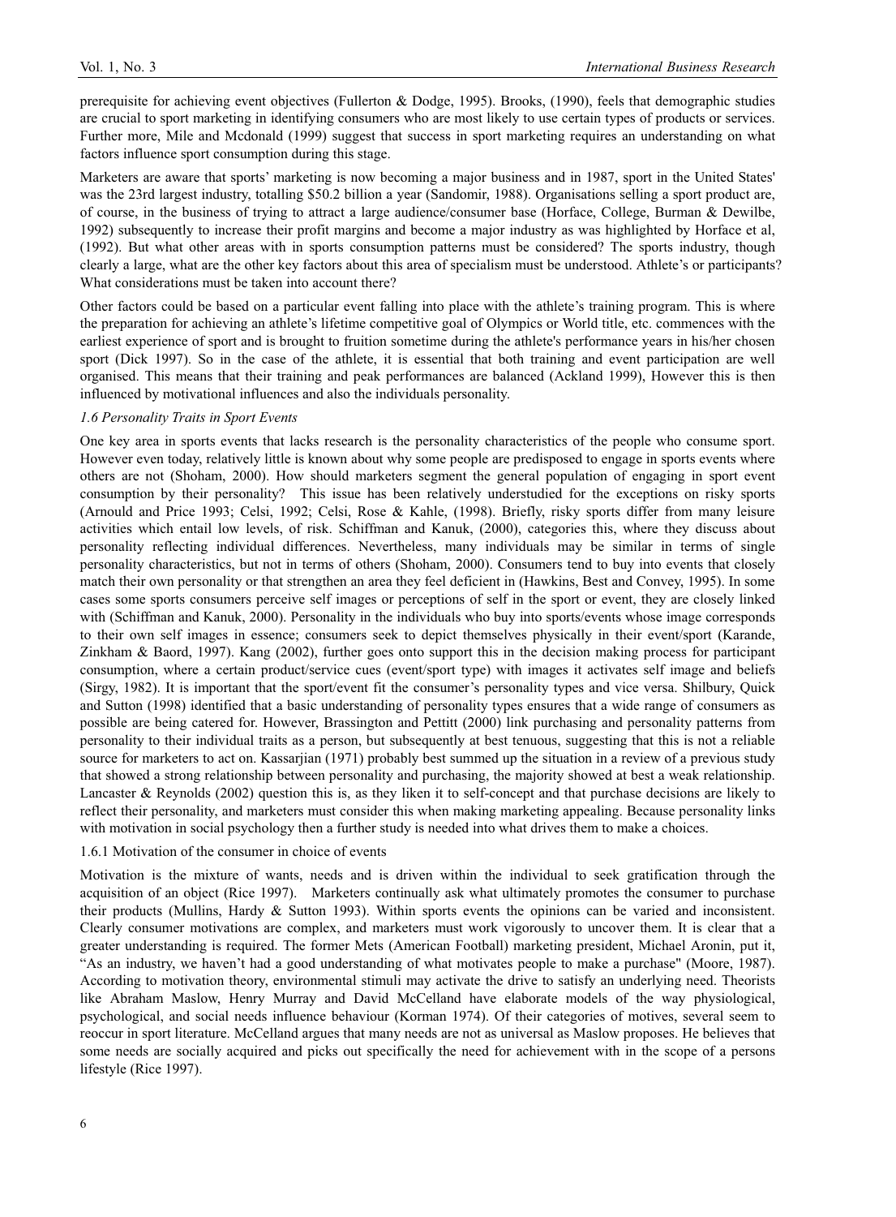prerequisite for achieving event objectives (Fullerton & Dodge, 1995). Brooks, (1990), feels that demographic studies are crucial to sport marketing in identifying consumers who are most likely to use certain types of products or services. Further more, Mile and Mcdonald (1999) suggest that success in sport marketing requires an understanding on what factors influence sport consumption during this stage.

Marketers are aware that sports' marketing is now becoming a major business and in 1987, sport in the United States' was the 23rd largest industry, totalling $50.2 billion a year (Sandomir, 1988). Organisations selling a sport product are, of course, in the business of trying to attract a large audience/consumer base (Horface, College, Burman & Dewilbe, 1992) subsequently to increase their profit margins and become a major industry as was highlighted by Horface et al, (1992). But what other areas with in sports consumption patterns must be considered? The sports industry, though clearly a large, what are the other key factors about this area of specialism must be understood. Athlete's or participants? What considerations must be taken into account there?

Other factors could be based on a particular event falling into place with the athlete's training program. This is where the preparation for achieving an athlete's lifetime competitive goal of Olympics or World title, etc. commences with the earliest experience of sport and is brought to fruition sometime during the athlete's performance years in his/her chosen sport (Dick 1997). So in the case of the athlete, it is essential that both training and event participation are well organised. This means that their training and peak performances are balanced (Ackland 1999), However this is then influenced by motivational influences and also the individuals personality.

*1.6 Personality Traits in Sport Events*

One key area in sports events that lacks research is the personality characteristics of the people who consume sport. However even today, relatively little is known about why some people are predisposed to engage in sports events where others are not (Shoham, 2000). How should marketers segment the general population of engaging in sport event consumption by their personality? This issue has been relatively understudied for the exceptions on risky sports (Arnould and Price 1993; Celsi, 1992; Celsi, Rose & Kahle, (1998). Briefly, risky sports differ from many leisure activities which entail low levels, of risk. Schiffman and Kanuk, (2000), categories this, where they discuss about personality reflecting individual differences. Nevertheless, many individuals may be similar in terms of single personality characteristics, but not in terms of others (Shoham, 2000). Consumers tend to buy into events that closely match their own personality or that strengthen an area they feel deficient in (Hawkins, Best and Convey, 1995). In some cases some sports consumers perceive self images or perceptions of self in the sport or event, they are closely linked with (Schiffman and Kanuk, 2000). Personality in the individuals who buy into sports/events whose image corresponds to their own self images in essence; consumers seek to depict themselves physically in their event/sport (Karande, Zinkham & Baord, 1997). Kang (2002), further goes onto support this in the decision making process for participant consumption, where a certain product/service cues (event/sport type) with images it activates self image and beliefs (Sirgy, 1982). It is important that the sport/event fit the consumer's personality types and vice versa. Shilbury, Quick and Sutton (1998) identified that a basic understanding of personality types ensures that a wide range of consumers as possible are being catered for. However, Brassington and Pettitt (2000) link purchasing and personality patterns from personality to their individual traits as a person, but subsequently at best tenuous, suggesting that this is not a reliable source for marketers to act on. Kassarjian (1971) probably best summed up the situation in a review of a previous study that showed a strong relationship between personality and purchasing, the majority showed at best a weak relationship. Lancaster & Reynolds (2002) question this is, as they liken it to self-concept and that purchase decisions are likely to reflect their personality, and marketers must consider this when making marketing appealing. Because personality links with motivation in social psychology then a further study is needed into what drives them to make a choices.

1.6.1 Motivation of the consumer in choice of events

Motivation is the mixture of wants, needs and is driven within the individual to seek gratification through the acquisition of an object (Rice 1997). Marketers continually ask what ultimately promotes the consumer to purchase their products (Mullins, Hardy & Sutton 1993). Within sports events the opinions can be varied and inconsistent. Clearly consumer motivations are complex, and marketers must work vigorously to uncover them. It is clear that a greater understanding is required. The former Mets (American Football) marketing president, Michael Aronin, put it, "As an industry, we haven't had a good understanding of what motivates people to make a purchase" (Moore, 1987). According to motivation theory, environmental stimuli may activate the drive to satisfy an underlying need. Theorists like Abraham Maslow, Henry Murray and David McCelland have elaborate models of the way physiological, psychological, and social needs influence behaviour (Korman 1974). Of their categories of motives, several seem to reoccur in sport literature. McCelland argues that many needs are not as universal as Maslow proposes. He believes that some needs are socially acquired and picks out specifically the need for achievement with in the scope of a persons lifestyle (Rice 1997).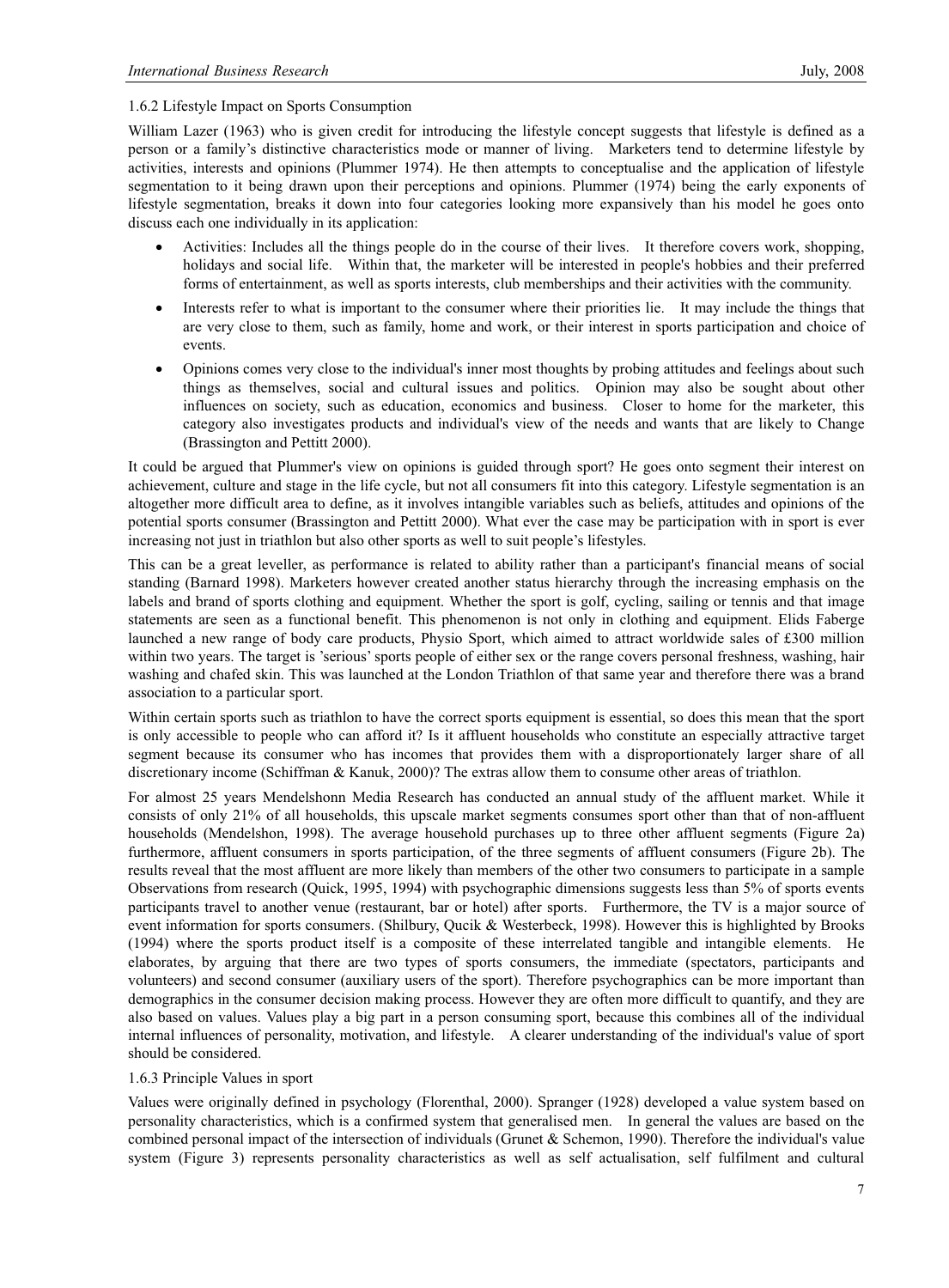1.6.2 Lifestyle Impact on Sports Consumption

William Lazer (1963) who is given credit for introducing the lifestyle concept suggests that lifestyle is defined as a person or a family's distinctive characteristics mode or manner of living. Marketers tend to determine lifestyle by activities, interests and opinions (Plummer 1974). He then attempts to conceptualise and the application of lifestyle segmentation to it being drawn upon their perceptions and opinions. Plummer (1974) being the early exponents of lifestyle segmentation, breaks it down into four categories looking more expansively than his model he goes onto discuss each one individually in its application:

- Activities: Includes all the things people do in the course of their lives. It therefore covers work, shopping, holidays and social life. Within that, the marketer will be interested in people's hobbies and their preferred forms of entertainment, as well as sports interests, club memberships and their activities with the community.
- Interests refer to what is important to the consumer where their priorities lie. It may include the things that are very close to them, such as family, home and work, or their interest in sports participation and choice of events.
- Opinions comes very close to the individual's inner most thoughts by probing attitudes and feelings about such things as themselves, social and cultural issues and politics. Opinion may also be sought about other influences on society, such as education, economics and business. Closer to home for the marketer, this category also investigates products and individual's view of the needs and wants that are likely to Change (Brassington and Pettitt 2000).

It could be argued that Plummer's view on opinions is guided through sport? He goes onto segment their interest on achievement, culture and stage in the life cycle, but not all consumers fit into this category. Lifestyle segmentation is an altogether more difficult area to define, as it involves intangible variables such as beliefs, attitudes and opinions of the potential sports consumer (Brassington and Pettitt 2000). What ever the case may be participation with in sport is ever increasing not just in triathlon but also other sports as well to suit people's lifestyles.

This can be a great leveller, as performance is related to ability rather than a participant's financial means of social standing (Barnard 1998). Marketers however created another status hierarchy through the increasing emphasis on the labels and brand of sports clothing and equipment. Whether the sport is golf, cycling, sailing or tennis and that image statements are seen as a functional benefit. This phenomenon is not only in clothing and equipment. Elids Faberge launched a new range of body care products, Physio Sport, which aimed to attract worldwide sales of £300 million within two years. The target is 'serious' sports people of either sex or the range covers personal freshness, washing, hair washing and chafed skin. This was launched at the London Triathlon of that same year and therefore there was a brand association to a particular sport.

Within certain sports such as triathlon to have the correct sports equipment is essential, so does this mean that the sport is only accessible to people who can afford it? Is it affluent households who constitute an especially attractive target segment because its consumer who has incomes that provides them with a disproportionately larger share of all discretionary income (Schiffman & Kanuk, 2000)? The extras allow them to consume other areas of triathlon.

For almost 25 years Mendelshonn Media Research has conducted an annual study of the affluent market. While it consists of only 21% of all households, this upscale market segments consumes sport other than that of non-affluent households (Mendelshon, 1998). The average household purchases up to three other affluent segments (Figure 2a) furthermore, affluent consumers in sports participation, of the three segments of affluent consumers (Figure 2b). The results reveal that the most affluent are more likely than members of the other two consumers to participate in a sample Observations from research (Quick, 1995, 1994) with psychographic dimensions suggests less than 5% of sports events participants travel to another venue (restaurant, bar or hotel) after sports. Furthermore, the TV is a major source of event information for sports consumers. (Shilbury, Qucik & Westerbeck, 1998). However this is highlighted by Brooks (1994) where the sports product itself is a composite of these interrelated tangible and intangible elements. He elaborates, by arguing that there are two types of sports consumers, the immediate (spectators, participants and volunteers) and second consumer (auxiliary users of the sport). Therefore psychographics can be more important than demographics in the consumer decision making process. However they are often more difficult to quantify, and they are also based on values. Values play a big part in a person consuming sport, because this combines all of the individual internal influences of personality, motivation, and lifestyle. A clearer understanding of the individual's value of sport should be considered.

1.6.3 Principle Values in sport

Values were originally defined in psychology (Florenthal, 2000). Spranger (1928) developed a value system based on personality characteristics, which is a confirmed system that generalised men. In general the values are based on the combined personal impact of the intersection of individuals (Grunet & Schemon, 1990). Therefore the individual's value system (Figure 3) represents personality characteristics as well as self actualisation, self fulfilment and cultural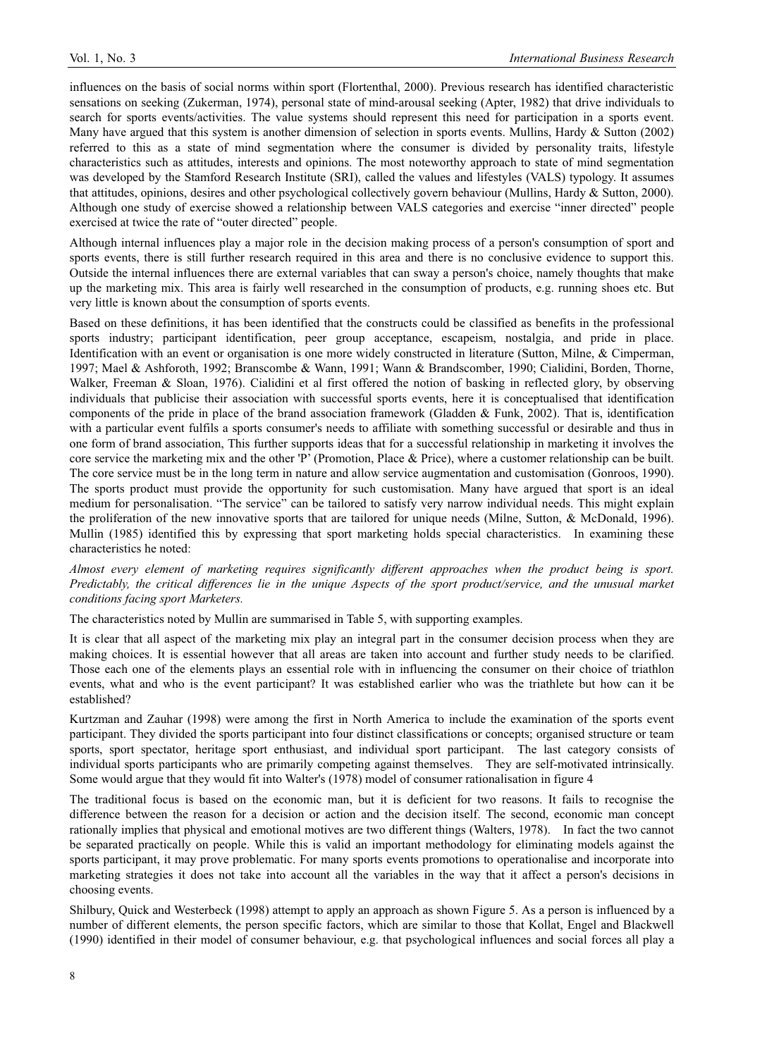influences on the basis of social norms within sport (Flortenthal, 2000). Previous research has identified characteristic sensations on seeking (Zukerman, 1974), personal state of mind-arousal seeking (Apter, 1982) that drive individuals to search for sports events/activities. The value systems should represent this need for participation in a sports event. Many have argued that this system is another dimension of selection in sports events. Mullins, Hardy & Sutton (2002) referred to this as a state of mind segmentation where the consumer is divided by personality traits, lifestyle characteristics such as attitudes, interests and opinions. The most noteworthy approach to state of mind segmentation was developed by the Stamford Research Institute (SRI), called the values and lifestyles (VALS) typology. It assumes that attitudes, opinions, desires and other psychological collectively govern behaviour (Mullins, Hardy & Sutton, 2000). Although one study of exercise showed a relationship between VALS categories and exercise "inner directed" people exercised at twice the rate of "outer directed" people.

Although internal influences play a major role in the decision making process of a person's consumption of sport and sports events, there is still further research required in this area and there is no conclusive evidence to support this. Outside the internal influences there are external variables that can sway a person's choice, namely thoughts that make up the marketing mix. This area is fairly well researched in the consumption of products, e.g. running shoes etc. But very little is known about the consumption of sports events.

Based on these definitions, it has been identified that the constructs could be classified as benefits in the professional sports industry; participant identification, peer group acceptance, escapeism, nostalgia, and pride in place. Identification with an event or organisation is one more widely constructed in literature (Sutton, Milne, & Cimperman, 1997; Mael & Ashforoth, 1992; Branscombe & Wann, 1991; Wann & Brandscomber, 1990; Cialidini, Borden, Thorne, Walker, Freeman & Sloan, 1976). Cialidini et al first offered the notion of basking in reflected glory, by observing individuals that publicise their association with successful sports events, here it is conceptualised that identification components of the pride in place of the brand association framework (Gladden & Funk, 2002). That is, identification with a particular event fulfils a sports consumer's needs to affiliate with something successful or desirable and thus in one form of brand association, This further supports ideas that for a successful relationship in marketing it involves the core service the marketing mix and the other 'P' (Promotion, Place & Price), where a customer relationship can be built. The core service must be in the long term in nature and allow service augmentation and customisation (Gonroos, 1990). The sports product must provide the opportunity for such customisation. Many have argued that sport is an ideal medium for personalisation. "The service" can be tailored to satisfy very narrow individual needs. This might explain the proliferation of the new innovative sports that are tailored for unique needs (Milne, Sutton, & McDonald, 1996). Mullin (1985) identified this by expressing that sport marketing holds special characteristics. In examining these characteristics he noted:

*Almost every element of marketing requires significantly different approaches when the product being is sport. Predictably, the critical differences lie in the unique Aspects of the sport product/service, and the unusual market conditions facing sport Marketers.*

The characteristics noted by Mullin are summarised in Table 5, with supporting examples.

It is clear that all aspect of the marketing mix play an integral part in the consumer decision process when they are making choices. It is essential however that all areas are taken into account and further study needs to be clarified. Those each one of the elements plays an essential role with in influencing the consumer on their choice of triathlon events, what and who is the event participant? It was established earlier who was the triathlete but how can it be established?

Kurtzman and Zauhar (1998) were among the first in North America to include the examination of the sports event participant. They divided the sports participant into four distinct classifications or concepts; organised structure or team sports, sport spectator, heritage sport enthusiast, and individual sport participant. The last category consists of individual sports participants who are primarily competing against themselves. They are self-motivated intrinsically. Some would argue that they would fit into Walter's (1978) model of consumer rationalisation in figure 4

The traditional focus is based on the economic man, but it is deficient for two reasons. It fails to recognise the difference between the reason for a decision or action and the decision itself. The second, economic man concept rationally implies that physical and emotional motives are two different things (Walters, 1978). In fact the two cannot be separated practically on people. While this is valid an important methodology for eliminating models against the sports participant, it may prove problematic. For many sports events promotions to operationalise and incorporate into marketing strategies it does not take into account all the variables in the way that it affect a person's decisions in choosing events.

Shilbury, Quick and Westerbeck (1998) attempt to apply an approach as shown Figure 5. As a person is influenced by a number of different elements, the person specific factors, which are similar to those that Kollat, Engel and Blackwell (1990) identified in their model of consumer behaviour, e.g. that psychological influences and social forces all play a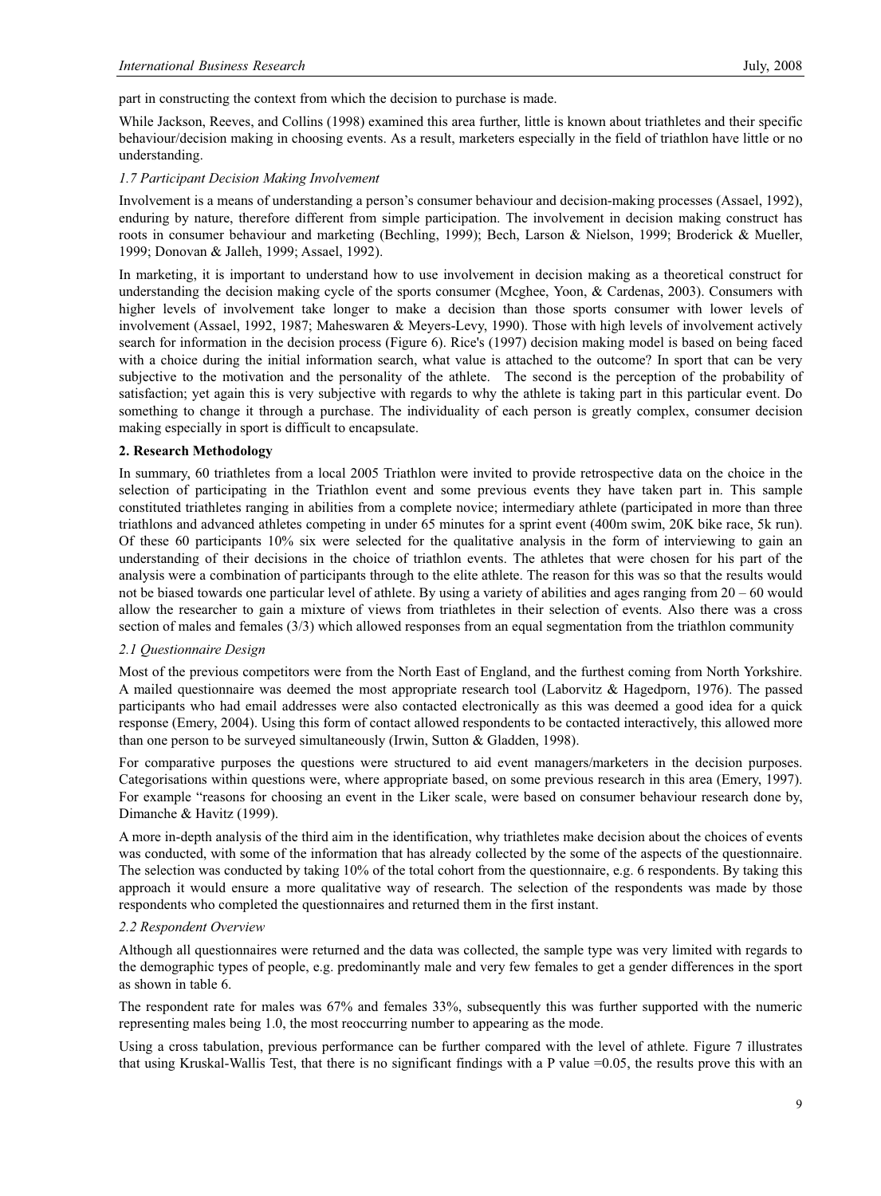part in constructing the context from which the decision to purchase is made.

While Jackson, Reeves, and Collins (1998) examined this area further, little is known about triathletes and their specific behaviour/decision making in choosing events. As a result, marketers especially in the field of triathlon have little or no understanding.

### *1.7 Participant Decision Making Involvement*

Involvement is a means of understanding a person's consumer behaviour and decision-making processes (Assael, 1992), enduring by nature, therefore different from simple participation. The involvement in decision making construct has roots in consumer behaviour and marketing (Bechling, 1999); Bech, Larson & Nielson, 1999; Broderick & Mueller, 1999; Donovan & Jalleh, 1999; Assael, 1992).

In marketing, it is important to understand how to use involvement in decision making as a theoretical construct for understanding the decision making cycle of the sports consumer (Mcghee, Yoon, & Cardenas, 2003). Consumers with higher levels of involvement take longer to make a decision than those sports consumer with lower levels of involvement (Assael, 1992, 1987; Maheswaren & Meyers-Levy, 1990). Those with high levels of involvement actively search for information in the decision process (Figure 6). Rice's (1997) decision making model is based on being faced with a choice during the initial information search, what value is attached to the outcome? In sport that can be very subjective to the motivation and the personality of the athlete. The second is the perception of the probability of satisfaction; yet again this is very subjective with regards to why the athlete is taking part in this particular event. Do something to change it through a purchase. The individuality of each person is greatly complex, consumer decision making especially in sport is difficult to encapsulate.

## **2. Research Methodology**

In summary, 60 triathletes from a local 2005 Triathlon were invited to provide retrospective data on the choice in the selection of participating in the Triathlon event and some previous events they have taken part in. This sample constituted triathletes ranging in abilities from a complete novice; intermediary athlete (participated in more than three triathlons and advanced athletes competing in under 65 minutes for a sprint event (400m swim, 20K bike race, 5k run). Of these 60 participants 10% six were selected for the qualitative analysis in the form of interviewing to gain an understanding of their decisions in the choice of triathlon events. The athletes that were chosen for his part of the analysis were a combination of participants through to the elite athlete. The reason for this was so that the results would not be biased towards one particular level of athlete. By using a variety of abilities and ages ranging from 20 – 60 would allow the researcher to gain a mixture of views from triathletes in their selection of events. Also there was a cross section of males and females (3/3) which allowed responses from an equal segmentation from the triathlon community

### *2.1 Questionnaire Design*

Most of the previous competitors were from the North East of England, and the furthest coming from North Yorkshire. A mailed questionnaire was deemed the most appropriate research tool (Laborvitz & Hagedporn, 1976). The passed participants who had email addresses were also contacted electronically as this was deemed a good idea for a quick response (Emery, 2004). Using this form of contact allowed respondents to be contacted interactively, this allowed more than one person to be surveyed simultaneously (Irwin, Sutton & Gladden, 1998).

For comparative purposes the questions were structured to aid event managers/marketers in the decision purposes. Categorisations within questions were, where appropriate based, on some previous research in this area (Emery, 1997). For example "reasons for choosing an event in the Liker scale, were based on consumer behaviour research done by, Dimanche & Havitz (1999).

A more in-depth analysis of the third aim in the identification, why triathletes make decision about the choices of events was conducted, with some of the information that has already collected by the some of the aspects of the questionnaire. The selection was conducted by taking 10% of the total cohort from the questionnaire, e.g. 6 respondents. By taking this approach it would ensure a more qualitative way of research. The selection of the respondents was made by those respondents who completed the questionnaires and returned them in the first instant.

### *2.2 Respondent Overview*

Although all questionnaires were returned and the data was collected, the sample type was very limited with regards to the demographic types of people, e.g. predominantly male and very few females to get a gender differences in the sport as shown in table 6.

The respondent rate for males was 67% and females 33%, subsequently this was further supported with the numeric representing males being 1.0, the most reoccurring number to appearing as the mode.

Using a cross tabulation, previous performance can be further compared with the level of athlete. Figure 7 illustrates that using Kruskal-Wallis Test, that there is no significant findings with a P value =0.05, the results prove this with an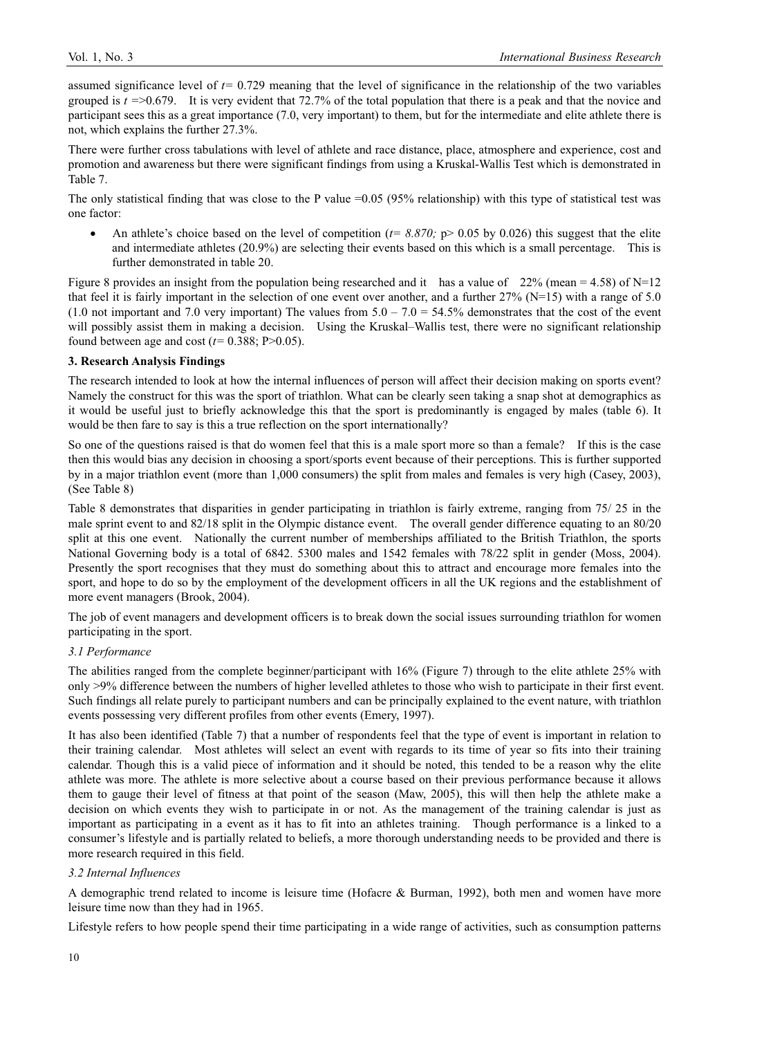assumed significance level of $t = 0.729$ meaning that the level of significance in the relationship of the two variables grouped is $t => 0.679$. It is very evident that 72.7% of the total population that there is a peak and that the novice and participant sees this as a great importance (7.0, very important) to them, but for the intermediate and elite athlete there is not, which explains the further 27.3%.

There were further cross tabulations with level of athlete and race distance, place, atmosphere and experience, cost and promotion and awareness but there were significant findings from using a Kruskal-Wallis Test which is demonstrated in Table 7.

The only statistical finding that was close to the P value =0.05 (95% relationship) with this type of statistical test was one factor:

- An athlete's choice based on the level of competition ($t= 8.870$; $p> 0.05$ by 0.026) this suggest that the elite and intermediate athletes (20.9%) are selecting their events based on this which is a small percentage. This is further demonstrated in table 20.

Figure 8 provides an insight from the population being researched and it has a value of 22% (mean = 4.58) of N=12 that feel it is fairly important in the selection of one event over another, and a further 27% (N=15) with a range of 5.0 (1.0 not important and 7.0 very important) The values from 5.0 – 7.0 = 54.5% demonstrates that the cost of the event will possibly assist them in making a decision. Using the Kruskal–Wallis test, there were no significant relationship found between age and cost ($t= 0.388$; $P>0.05$).

## 3. Research Analysis Findings

The research intended to look at how the internal influences of person will affect their decision making on sports event? Namely the construct for this was the sport of triathlon. What can be clearly seen taking a snap shot at demographics as it would be useful just to briefly acknowledge this that the sport is predominantly is engaged by males (table 6). It would be then fare to say is this a true reflection on the sport internationally?

So one of the questions raised is that do women feel that this is a male sport more so than a female? If this is the case then this would bias any decision in choosing a sport/sports event because of their perceptions. This is further supported by in a major triathlon event (more than 1,000 consumers) the split from males and females is very high (Casey, 2003), (See Table 8)

Table 8 demonstrates that disparities in gender participating in triathlon is fairly extreme, ranging from 75/ 25 in the male sprint event to and 82/18 split in the Olympic distance event. The overall gender difference equating to an 80/20 split at this one event. Nationally the current number of memberships affiliated to the British Triathlon, the sports National Governing body is a total of 6842. 5300 males and 1542 females with 78/22 split in gender (Moss, 2004). Presently the sport recognises that they must do something about this to attract and encourage more females into the sport, and hope to do so by the employment of the development officers in all the UK regions and the establishment of more event managers (Brook, 2004).

The job of event managers and development officers is to break down the social issues surrounding triathlon for women participating in the sport.

### *3.1 Performance*

The abilities ranged from the complete beginner/participant with 16% (Figure 7) through to the elite athlete 25% with only >9% difference between the numbers of higher levelled athletes to those who wish to participate in their first event. Such findings all relate purely to participant numbers and can be principally explained to the event nature, with triathlon events possessing very different profiles from other events (Emery, 1997).

It has also been identified (Table 7) that a number of respondents feel that the type of event is important in relation to their training calendar. Most athletes will select an event with regards to its time of year so fits into their training calendar. Though this is a valid piece of information and it should be noted, this tended to be a reason why the elite athlete was more. The athlete is more selective about a course based on their previous performance because it allows them to gauge their level of fitness at that point of the season (Maw, 2005), this will then help the athlete make a decision on which events they wish to participate in or not. As the management of the training calendar is just as important as participating in a event as it has to fit into an athletes training. Though performance is a linked to a consumer's lifestyle and is partially related to beliefs, a more thorough understanding needs to be provided and there is more research required in this field.

### *3.2 Internal Influences*

A demographic trend related to income is leisure time (Hofacre & Burman, 1992), both men and women have more leisure time now than they had in 1965.

Lifestyle refers to how people spend their time participating in a wide range of activities, such as consumption patterns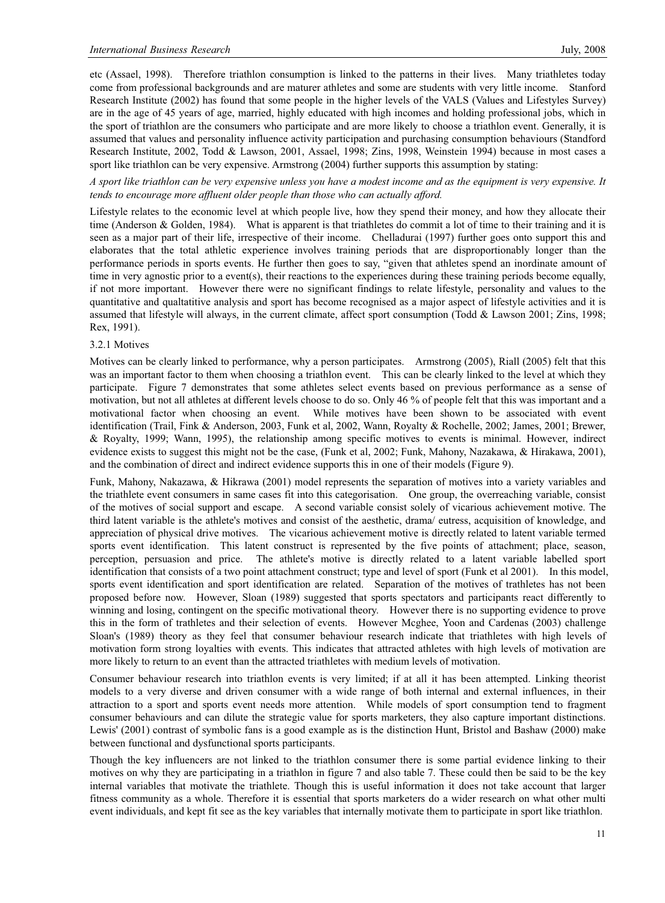etc (Assael, 1998). Therefore triathlon consumption is linked to the patterns in their lives. Many triathletes today come from professional backgrounds and are maturer athletes and some are students with very little income. Stanford Research Institute (2002) has found that some people in the higher levels of the VALS (Values and Lifestyles Survey) are in the age of 45 years of age, married, highly educated with high incomes and holding professional jobs, which in the sport of triathlon are the consumers who participate and are more likely to choose a triathlon event. Generally, it is assumed that values and personality influence activity participation and purchasing consumption behaviours (Standford Research Institute, 2002, Todd & Lawson, 2001, Assael, 1998; Zins, 1998, Weinstein 1994) because in most cases a sport like triathlon can be very expensive. Armstrong (2004) further supports this assumption by stating:

*A sport like triathlon can be very expensive unless you have a modest income and as the equipment is very expensive. It tends to encourage more affluent older people than those who can actually afford.*

Lifestyle relates to the economic level at which people live, how they spend their money, and how they allocate their time (Anderson & Golden, 1984). What is apparent is that triathletes do commit a lot of time to their training and it is seen as a major part of their life, irrespective of their income. Chelladurai (1997) further goes onto support this and elaborates that the total athletic experience involves training periods that are disproportionably longer than the performance periods in sports events. He further then goes to say, "given that athletes spend an inordinate amount of time in very agnostic prior to a event(s), their reactions to the experiences during these training periods become equally, if not more important. However there were no significant findings to relate lifestyle, personality and values to the quantitative and qualtatitive analysis and sport has become recognised as a major aspect of lifestyle activities and it is assumed that lifestyle will always, in the current climate, affect sport consumption (Todd & Lawson 2001; Zins, 1998; Rex, 1991).

### 3.2.1 Motives

Motives can be clearly linked to performance, why a person participates. Armstrong (2005), Riall (2005) felt that this was an important factor to them when choosing a triathlon event. This can be clearly linked to the level at which they participate. Figure 7 demonstrates that some athletes select events based on previous performance as a sense of motivation, but not all athletes at different levels choose to do so. Only 46 % of people felt that this was important and a motivational factor when choosing an event. While motives have been shown to be associated with event identification (Trail, Fink & Anderson, 2003, Funk et al, 2002, Wann, Royalty & Rochelle, 2002; James, 2001; Brewer, & Royalty, 1999; Wann, 1995), the relationship among specific motives to events is minimal. However, indirect evidence exists to suggest this might not be the case, (Funk et al, 2002; Funk, Mahony, Nazakawa, & Hirakawa, 2001), and the combination of direct and indirect evidence supports this in one of their models (Figure 9).

Funk, Mahony, Nakazawa, & Hikrawa (2001) model represents the separation of motives into a variety variables and the triathlete event consumers in same cases fit into this categorisation. One group, the overreaching variable, consist of the motives of social support and escape. A second variable consist solely of vicarious achievement motive. The third latent variable is the athlete's motives and consist of the aesthetic, drama/ eutress, acquisition of knowledge, and appreciation of physical drive motives. The vicarious achievement motive is directly related to latent variable termed sports event identification. This latent construct is represented by the five points of attachment; place, season, perception, persuasion and price. The athlete's motive is directly related to a latent variable labelled sport identification that consists of a two point attachment construct; type and level of sport (Funk et al 2001). In this model, sports event identification and sport identification are related. Separation of the motives of trathletes has not been proposed before now. However, Sloan (1989) suggested that sports spectators and participants react differently to winning and losing, contingent on the specific motivational theory. However there is no supporting evidence to prove this in the form of trathletes and their selection of events. However Mcghee, Yoon and Cardenas (2003) challenge Sloan's (1989) theory as they feel that consumer behaviour research indicate that triathletes with high levels of motivation form strong loyalties with events. This indicates that attracted athletes with high levels of motivation are more likely to return to an event than the attracted triathletes with medium levels of motivation.

Consumer behaviour research into triathlon events is very limited; if at all it has been attempted. Linking theorist models to a very diverse and driven consumer with a wide range of both internal and external influences, in their attraction to a sport and sports event needs more attention. While models of sport consumption tend to fragment consumer behaviours and can dilute the strategic value for sports marketers, they also capture important distinctions. Lewis' (2001) contrast of symbolic fans is a good example as is the distinction Hunt, Bristol and Bashaw (2000) make between functional and dysfunctional sports participants.

Though the key influencers are not linked to the triathlon consumer there is some partial evidence linking to their motives on why they are participating in a triathlon in figure 7 and also table 7. These could then be said to be the key internal variables that motivate the triathlete. Though this is useful information it does not take account that larger fitness community as a whole. Therefore it is essential that sports marketers do a wider research on what other multi event individuals, and kept fit see as the key variables that internally motivate them to participate in sport like triathlon.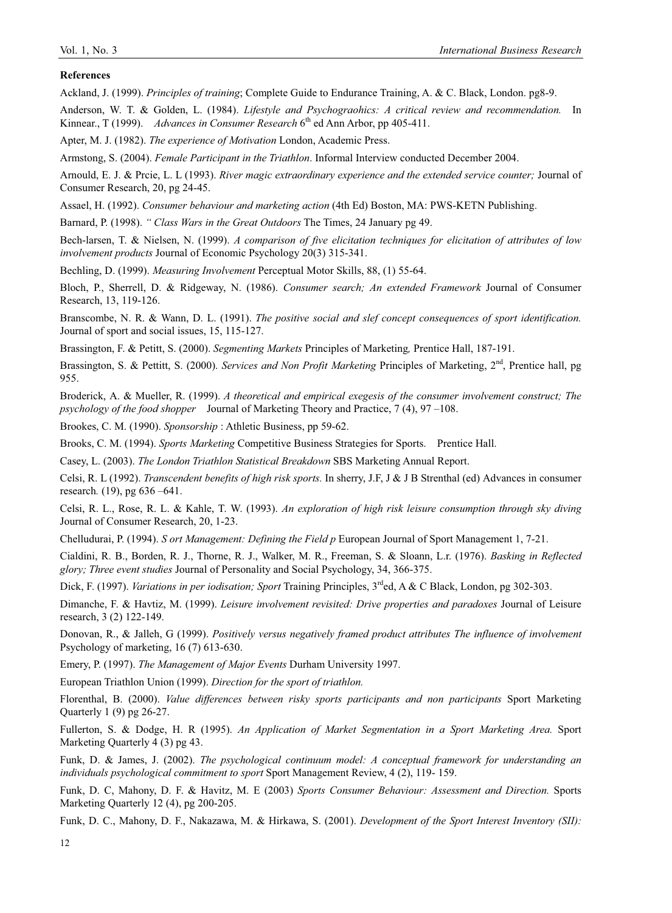**References**

Ackland, J. (1999). *Principles of training*; Complete Guide to Endurance Training, A. & C. Black, London. pg8-9.

Anderson, W. T. & Golden, L. (1984). *Lifestyle and Psychograohics: A critical review and recommendation.* In Kinnear., T (1999). *Advances in Consumer Research* 6th ed Ann Arbor, pp 405-411.

Apter, M. J. (1982). *The experience of Motivation* London, Academic Press.

Armstong, S. (2004). *Female Participant in the Triathlon*. Informal Interview conducted December 2004.

Arnould, E. J. & Prcie, L. L (1993). *River magic extraordinary experience and the extended service counter;* Journal of Consumer Research, 20, pg 24-45.

Assael, H. (1992). *Consumer behaviour and marketing action* (4th Ed) Boston, MA: PWS-KETN Publishing.

Barnard, P. (1998). *" Class Wars in the Great Outdoors* The Times, 24 January pg 49.

Bech-larsen, T. & Nielsen, N. (1999). *A comparison of five elicitation techniques for elicitation of attributes of low involvement products* Journal of Economic Psychology 20(3) 315-341.

Bechling, D. (1999). *Measuring Involvement* Perceptual Motor Skills, 88, (1) 55-64.

Bloch, P., Sherrell, D. & Ridgeway, N. (1986). *Consumer search; An extended Framework* Journal of Consumer Research, 13, 119-126.

Branscombe, N. R. & Wann, D. L. (1991). *The positive social and slef concept consequences of sport identification.* Journal of sport and social issues, 15, 115-127.

Brassington, F. & Petitt, S. (2000). *Segmenting Markets* Principles of Marketing*,* Prentice Hall, 187-191.

Brassington, S. & Pettitt, S. (2000). *Services and Non Profit Marketing* Principles of Marketing, 2nd, Prentice hall, pg 955.

Broderick, A. & Mueller, R. (1999). *A theoretical and empirical exegesis of the consumer involvement construct; The psychology of the food shopper* Journal of Marketing Theory and Practice, 7 (4), 97 –108.

Brookes, C. M. (1990). *Sponsorship* : Athletic Business, pp 59-62.

Brooks, C. M. (1994). *Sports Marketing* Competitive Business Strategies for Sports. Prentice Hall.

Casey, L. (2003). *The London Triathlon Statistical Breakdown* SBS Marketing Annual Report.

Celsi, R. L (1992). *Transcendent benefits of high risk sports.* In sherry, J.F, J & J B Strenthal (ed) Advances in consumer research*.* (19), pg 636 –641.

Celsi, R. L., Rose, R. L. & Kahle, T. W. (1993). *An exploration of high risk leisure consumption through sky diving* Journal of Consumer Research, 20, 1-23.

Chelludurai, P. (1994). *S ort Management: Defining the Field p* European Journal of Sport Management 1, 7-21.

Cialdini, R. B., Borden, R. J., Thorne, R. J., Walker, M. R., Freeman, S. & Sloann, L.r. (1976). *Basking in Reflected glory; Three event studies* Journal of Personality and Social Psychology, 34, 366-375.

Dick, F. (1997). *Variations in per iodisation; Sport* Training Principles, 3rded, A & C Black, London, pg 302-303.

Dimanche, F. & Havtiz, M. (1999). *Leisure involvement revisited: Drive properties and paradoxes* Journal of Leisure research, 3 (2) 122-149.

Donovan, R., & Jalleh, G (1999). *Positively versus negatively framed product attributes The influence of involvement* Psychology of marketing, 16 (7) 613-630.

Emery, P. (1997). *The Management of Major Events* Durham University 1997.

European Triathlon Union (1999). *Direction for the sport of triathlon.*

Florenthal, B. (2000). *Value differences between risky sports participants and non participants* Sport Marketing Quarterly 1 (9) pg 26-27.

Fullerton, S. & Dodge, H. R (1995). *An Application of Market Segmentation in a Sport Marketing Area.* Sport Marketing Quarterly 4 (3) pg 43.

Funk, D. & James, J. (2002). *The psychological continuum model: A conceptual framework for understanding an individuals psychological commitment to sport* Sport Management Review, 4 (2), 119- 159.

Funk, D. C, Mahony, D. F. & Havitz, M. E (2003) *Sports Consumer Behaviour: Assessment and Direction.* Sports Marketing Quarterly 12 (4), pg 200-205.

Funk, D. C., Mahony, D. F., Nakazawa, M. & Hirkawa, S. (2001). *Development of the Sport Interest Inventory (SII):*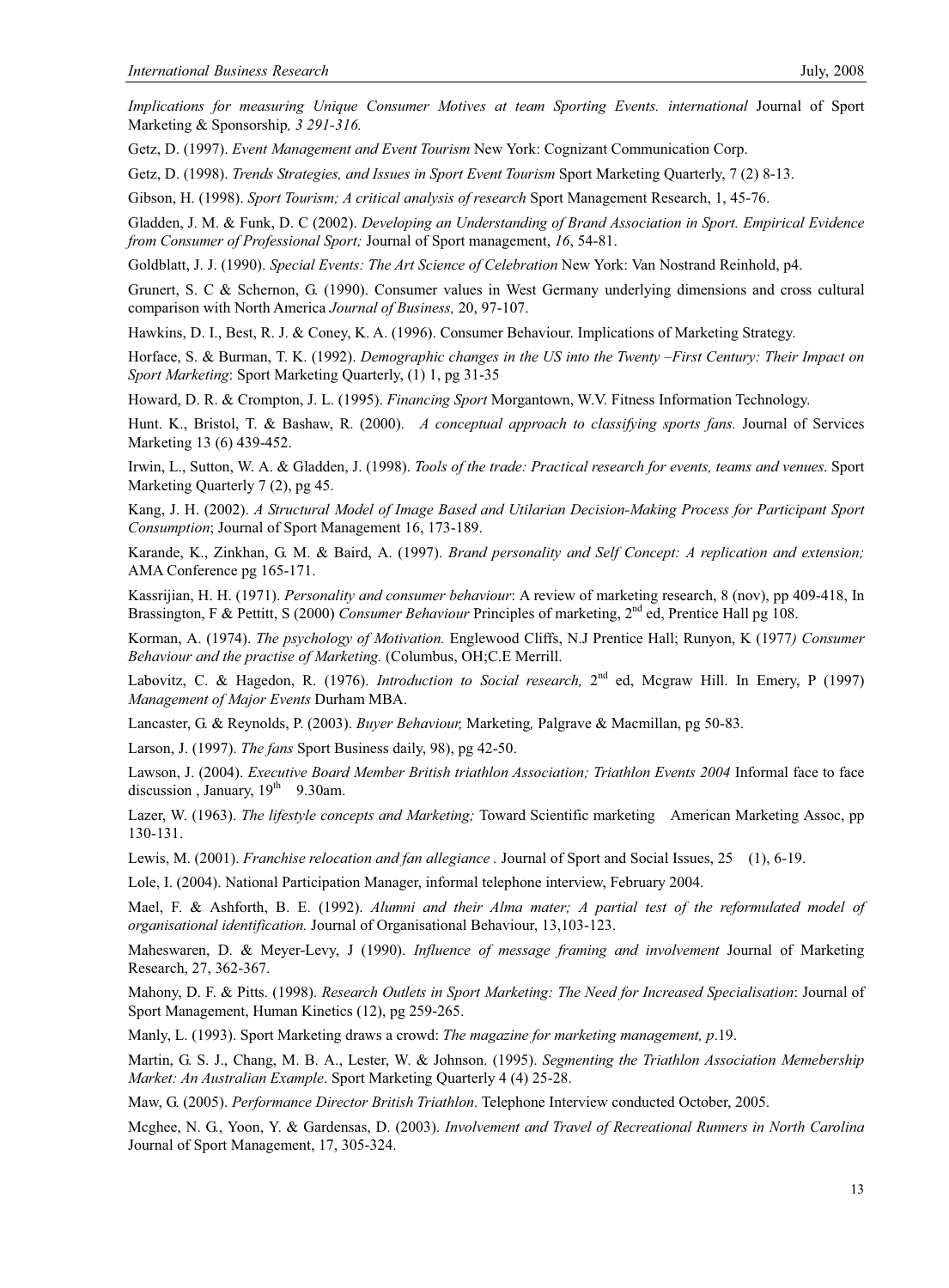*Implications for measuring Unique Consumer Motives at team Sporting Events. international* Journal of Sport Marketing & Sponsorship*, 3 291-316.*

Getz, D. (1997). *Event Management and Event Tourism* New York: Cognizant Communication Corp.

Getz, D. (1998). *Trends Strategies, and Issues in Sport Event Tourism* Sport Marketing Quarterly, 7 (2) 8-13.

Gibson, H. (1998). *Sport Tourism; A critical analysis of research* Sport Management Research, 1, 45-76.

Gladden, J. M. & Funk, D. C (2002). *Developing an Understanding of Brand Association in Sport. Empirical Evidence from Consumer of Professional Sport;* Journal of Sport management, *16*, 54-81.

Goldblatt, J. J. (1990). *Special Events: The Art Science of Celebration* New York: Van Nostrand Reinhold, p4.

Grunert, S. C & Schernon, G. (1990). Consumer values in West Germany underlying dimensions and cross cultural comparison with North America *Journal of Business,* 20, 97-107.

Hawkins, D. I., Best, R. J. & Coney, K. A. (1996). Consumer Behaviour. Implications of Marketing Strategy.

Horface, S. & Burman, T. K. (1992). *Demographic changes in the US into the Twenty –First Century: Their Impact on Sport Marketing*: Sport Marketing Quarterly, (1) 1, pg 31-35

Howard, D. R. & Crompton, J. L. (1995). *Financing Sport* Morgantown, W.V. Fitness Information Technology.

Hunt. K., Bristol, T. & Bashaw, R. (2000). *A conceptual approach to classifying sports fans.* Journal of Services Marketing 13 (6) 439-452.

Irwin, L., Sutton, W. A. & Gladden, J. (1998). *Tools of the trade: Practical research for events, teams and venues*. Sport Marketing Quarterly 7 (2), pg 45.

Kang, J. H. (2002). *A Structural Model of Image Based and Utilarian Decision-Making Process for Participant Sport Consumption*; Journal of Sport Management 16, 173-189.

Karande, K., Zinkhan, G. M. & Baird, A. (1997). *Brand personality and Self Concept: A replication and extension;* AMA Conference pg 165-171.

Kassrijian, H. H. (1971). *Personality and consumer behaviour*: A review of marketing research, 8 (nov), pp 409-418, In Brassington, F & Pettitt, S (2000) *Consumer Behaviour* Principles of marketing, 2nd ed, Prentice Hall pg 108.

Korman, A. (1974). *The psychology of Motivation.* Englewood Cliffs, N.J Prentice Hall; Runyon, K (1977*) Consumer Behaviour and the practise of Marketing.* (Columbus, OH;C.E Merrill.

Labovitz, C. & Hagedon, R. (1976). *Introduction to Social research,* 2nd ed, Mcgraw Hill. In Emery, P (1997) *Management of Major Events* Durham MBA.

Lancaster, G. & Reynolds, P. (2003). *Buyer Behaviour,* Marketing*,* Palgrave & Macmillan, pg 50-83.

Larson, J. (1997). *The fans* Sport Business daily, 98), pg 42-50.

Lawson, J. (2004). *Executive Board Member British triathlon Association; Triathlon Events 2004* Informal face to face discussion , January, 19th 9.30am.

Lazer, W. (1963). *The lifestyle concepts and Marketing;* Toward Scientific marketing American Marketing Assoc, pp 130-131.

Lewis, M. (2001). *Franchise relocation and fan allegiance* . Journal of Sport and Social Issues, 25 (1), 6-19.

Lole, I. (2004). National Participation Manager, informal telephone interview, February 2004.

Mael, F. & Ashforth, B. E. (1992). *Alumni and their Alma mater; A partial test of the reformulated model of organisational identification.* Journal of Organisational Behaviour, 13,103-123.

Maheswaren, D. & Meyer-Levy, J (1990). *Influence of message framing and involvement* Journal of Marketing Research, 27, 362-367.

Mahony, D. F. & Pitts. (1998). *Research Outlets in Sport Marketing: The Need for Increased Specialisation*: Journal of Sport Management, Human Kinetics (12), pg 259-265.

Manly, L. (1993). Sport Marketing draws a crowd: *The magazine for marketing management, p*.19.

Martin, G. S. J., Chang, M. B. A., Lester, W. & Johnson. (1995). *Segmenting the Triathlon Association Memebership Market: An Australian Example*. Sport Marketing Quarterly 4 (4) 25-28.

Maw, G. (2005). *Performance Director British Triathlon*. Telephone Interview conducted October, 2005.

Mcghee, N. G., Yoon, Y. & Gardensas, D. (2003). *Involvement and Travel of Recreational Runners in North Carolina* Journal of Sport Management, 17, 305-324.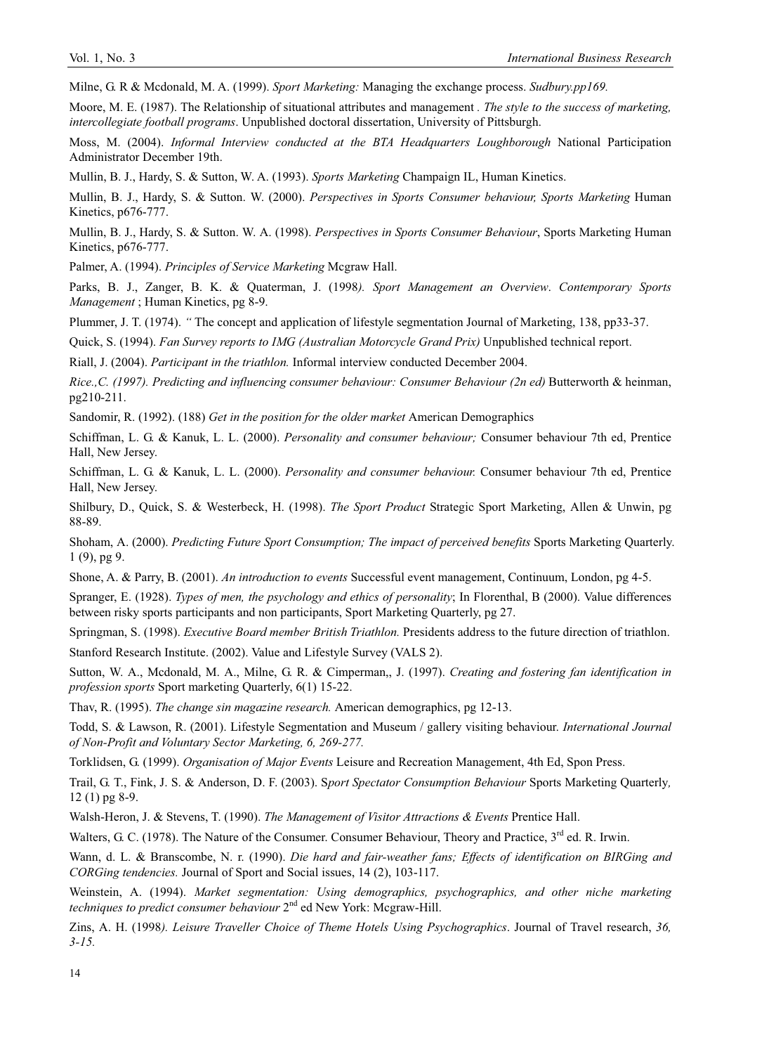Milne, G. R & Mcdonald, M. A. (1999). *Sport Marketing:* Managing the exchange process. *Sudbury.pp169.*

Moore, M. E. (1987). The Relationship of situational attributes and management *. The style to the success of marketing, intercollegiate football programs*. Unpublished doctoral dissertation, University of Pittsburgh.

Moss, M. (2004). *Informal Interview conducted at the BTA Headquarters Loughborough* National Participation Administrator December 19th.

Mullin, B. J., Hardy, S. & Sutton, W. A. (1993). *Sports Marketing* Champaign IL, Human Kinetics.

Mullin, B. J., Hardy, S. & Sutton. W. (2000). *Perspectives in Sports Consumer behaviour, Sports Marketing* Human Kinetics, p676-777.

Mullin, B. J., Hardy, S. & Sutton. W. A. (1998). *Perspectives in Sports Consumer Behaviour*, Sports Marketing Human Kinetics, p676-777.

Palmer, A. (1994). *Principles of Service Marketing* Mcgraw Hall.

Parks, B. J., Zanger, B. K. & Quaterman, J. (1998*). Sport Management an Overview*. *Contemporary Sports Management* ; Human Kinetics, pg 8-9.

Plummer, J. T. (1974). *"* The concept and application of lifestyle segmentation Journal of Marketing, 138, pp33-37.

Quick, S. (1994). *Fan Survey reports to IMG (Australian Motorcycle Grand Prix)* Unpublished technical report.

Riall, J. (2004). *Participant in the triathlon.* Informal interview conducted December 2004.

*Rice.,C. (1997). Predicting and influencing consumer behaviour: Consumer Behaviour (2n ed)* Butterworth & heinman, pg210-211.

Sandomir, R. (1992). (188) *Get in the position for the older market* American Demographics

Schiffman, L. G. & Kanuk, L. L. (2000). *Personality and consumer behaviour;* Consumer behaviour 7th ed, Prentice Hall, New Jersey.

Schiffman, L. G. & Kanuk, L. L. (2000). *Personality and consumer behaviour*. Consumer behaviour 7th ed, Prentice Hall, New Jersey.

Shilbury, D., Quick, S. & Westerbeck, H. (1998). *The Sport Product* Strategic Sport Marketing, Allen & Unwin, pg 88-89.

Shoham, A. (2000). *Predicting Future Sport Consumption; The impact of perceived benefits* Sports Marketing Quarterly. 1 (9), pg 9.

Shone, A. & Parry, B. (2001). *An introduction to events* Successful event management, Continuum, London, pg 4-5.

Spranger, E. (1928). *Types of men, the psychology and ethics of personality*; In Florenthal, B (2000). Value differences between risky sports participants and non participants, Sport Marketing Quarterly, pg 27.

Springman, S. (1998). *Executive Board member British Triathlon.* Presidents address to the future direction of triathlon.

Stanford Research Institute. (2002). Value and Lifestyle Survey (VALS 2).

Sutton, W. A., Mcdonald, M. A., Milne, G. R. & Cimperman,, J. (1997). *Creating and fostering fan identification in profession sports* Sport marketing Quarterly, 6(1) 15-22.

Thav, R. (1995). *The change sin magazine research.* American demographics, pg 12-13.

Todd, S. & Lawson, R. (2001). Lifestyle Segmentation and Museum / gallery visiting behaviour*. International Journal of Non-Profit and Voluntary Sector Marketing, 6, 269-277.*

Torklidsen, G. (1999). *Organisation of Major Events* Leisure and Recreation Management, 4th Ed, Spon Press.

Trail, G. T., Fink, J. S. & Anderson, D. F. (2003). S*port Spectator Consumption Behaviour* Sports Marketing Quarterly*,* 12 (1) pg 8-9.

Walsh-Heron, J. & Stevens, T. (1990). *The Management of Visitor Attractions & Events* Prentice Hall.

Walters, G. C. (1978). The Nature of the Consumer. Consumer Behaviour, Theory and Practice, 3rd ed. R. Irwin.

Wann, d. L. & Branscombe, N. r. (1990). *Die hard and fair-weather fans; Effects of identification on BIRGing and CORGing tendencies.* Journal of Sport and Social issues, 14 (2), 103-117.

Weinstein, A. (1994). *Market segmentation: Using demographics, psychographics, and other niche marketing techniques to predict consumer behaviour* 2nd ed New York: Mcgraw-Hill.

Zins, A. H. (1998*). Leisure Traveller Choice of Theme Hotels Using Psychographics*. Journal of Travel research, *36, 3-15.*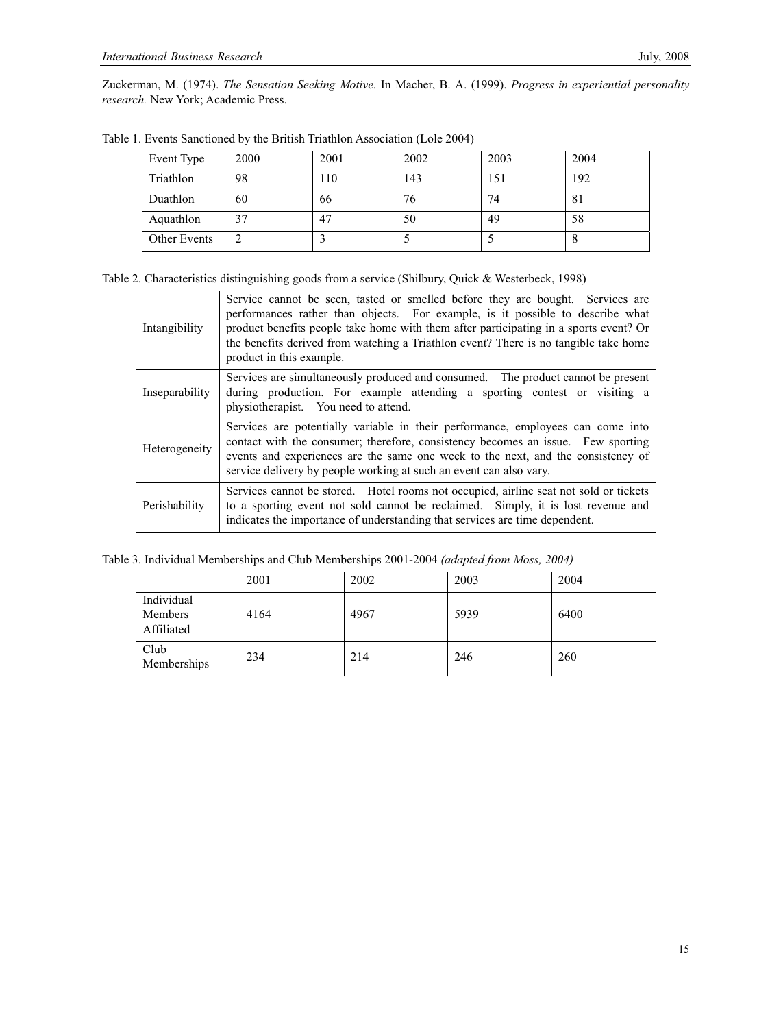Zuckerman, M. (1974). *The Sensation Seeking Motive.* In Macher, B. A. (1999). *Progress in experiential personality research.* New York; Academic Press.

Table 1. Events Sanctioned by the British Triathlon Association (Lole 2004)

| Event Type | 2000 | 2001 | 2002 | 2003 | 2004 |
|---|---|---|---|---|---|
| Triathlon | 98 | 110 | 143 | 151 | 192 |
| Duathlon | 60 | 66 | 76 | 74 | 81 |
| Aquathlon | 37 | 47 | 50 | 49 | 58 |
| Other Events | 2 | 3 | 5 | 5 | 8 |

Table 2. Characteristics distinguishing goods from a service (Shilbury, Quick & Westerbeck, 1998)

| | |
|---|---|
| Intangibility | Service cannot be seen, tasted or smelled before they are bought. Services are performances rather than objects. For example, is it possible to describe what product benefits people take home with them after participating in a sports event? Or the benefits derived from watching a Triathlon event? There is no tangible take home product in this example. |
| Inseparability | Services are simultaneously produced and consumed. The product cannot be present during production. For example attending a sporting contest or visiting a physiotherapist. You need to attend. |
| Heterogeneity | Services are potentially variable in their performance, employees can come into contact with the consumer; therefore, consistency becomes an issue. Few sporting events and experiences are the same one week to the next, and the consistency of service delivery by people working at such an event can also vary. |
| Perishability | Services cannot be stored. Hotel rooms not occupied, airline seat not sold or tickets to a sporting event not sold cannot be reclaimed. Simply, it is lost revenue and indicates the importance of understanding that services are time dependent. |

Table 3. Individual Memberships and Club Memberships 2001-2004 *(adapted from Moss, 2004)*

| | 2001 | 2002 | 2003 | 2004 |
|---|---|---|---|---|
| Individual Members Affiliated | 4164 | 4967 | 5939 | 6400 |
| Club Memberships | 234 | 214 | 246 | 260 |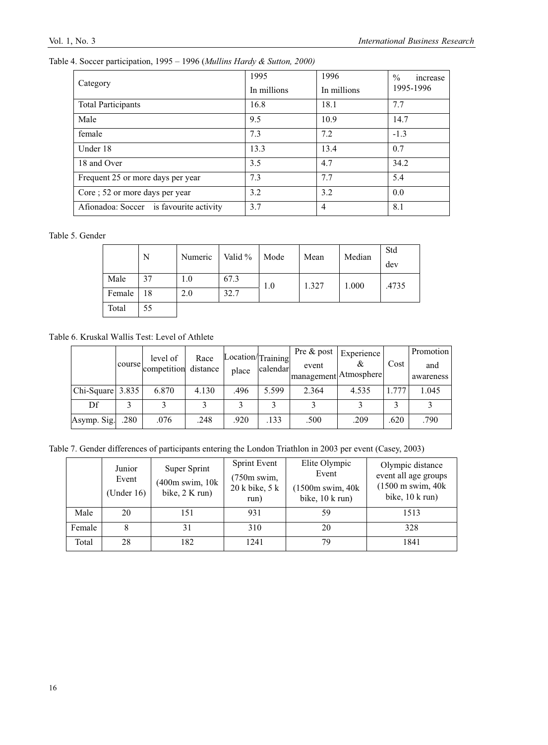Table 4. Soccer participation, 1995 – 1996 (*Mullins Hardy & Sutton, 2000)*

| Category | 1995 In millions | 1996 In millions | % increase 1995-1996 |
|---|---|---|---|
| Total Participants | 16.8 | 18.1 | 7.7 |
| Male | 9.5 | 10.9 | 14.7 |
| female | 7.3 | 7.2 | -1.3 |
| Under 18 | 13.3 | 13.4 | 0.7 |
| 18 and Over | 3.5 | 4.7 | 34.2 |
| Frequent 25 or more days per year | 7.3 | 7.7 | 5.4 |
| Core ; 52 or more days per year | 3.2 | 3.2 | 0.0 |
| Afionadoa: Soccer is favourite activity | 3.7 | 4 | 8.1 |

Table 5. Gender

| | N | Numeric | Valid % | Mode | Mean | Median | Std dev |
|---|---|---|---|---|---|---|---|
| Male | 37 | 1.0 | 67.3 | 1.0 | 1.327 | 1.000 | .4735 |
| Female | 18 | 2.0 | 32.7 | | | | |
| Total | 55 | | | | | | |

Table 6. Kruskal Wallis Test: Level of Athlete

| | course | level of competition | Race distance | Location/ place | Training calendar | Pre & post event management | Experience & Atmosphere | Cost | Promotion and awareness |
|---|---|---|---|---|---|---|---|---|---|
| Chi-Square | 3.835 | 6.870 | 4.130 | .496 | 5.599 | 2.364 | 4.535 | 1.777 | 1.045 |
| Df | 3 | 3 | 3 | 3 | 3 | 3 | 3 | 3 | 3 |
| Asymp. Sig. | .280 | .076 | .248 | .920 | .133 | .500 | .209 | .620 | .790 |

Table 7. Gender differences of participants entering the London Triathlon in 2003 per event (Casey, 2003)

| | Junior Event (Under 16) | Super Sprint (400m swim, 10k bike, 2 K run) | Sprint Event (750m swim, 20 k bike, 5 k run) | Elite Olympic Event (1500m swim, 40k bike, 10 k run) | Olympic distance event all age groups (1500 m swim, 40k bike, 10 k run) |
|---|---|---|---|---|---|
| Male | 20 | 151 | 931 | 59 | 1513 |
| Female | 8 | 31 | 310 | 20 | 328 |
| Total | 28 | 182 | 1241 | 79 | 1841 |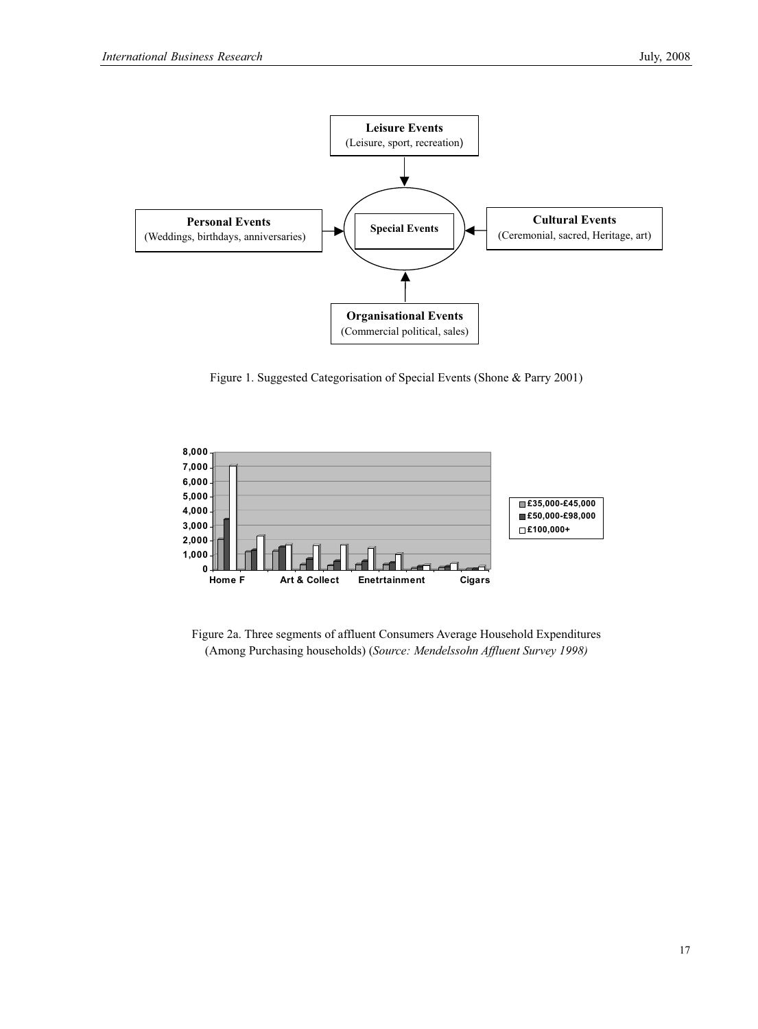Figure 1. Suggested Categorisation of Special Events (Shone & Parry 2001)

Figure 2a. Three segments of affluent Consumers Average Household Expenditures (Among Purchasing households) (*Source: Mendelssohn Affluent Survey 1998)*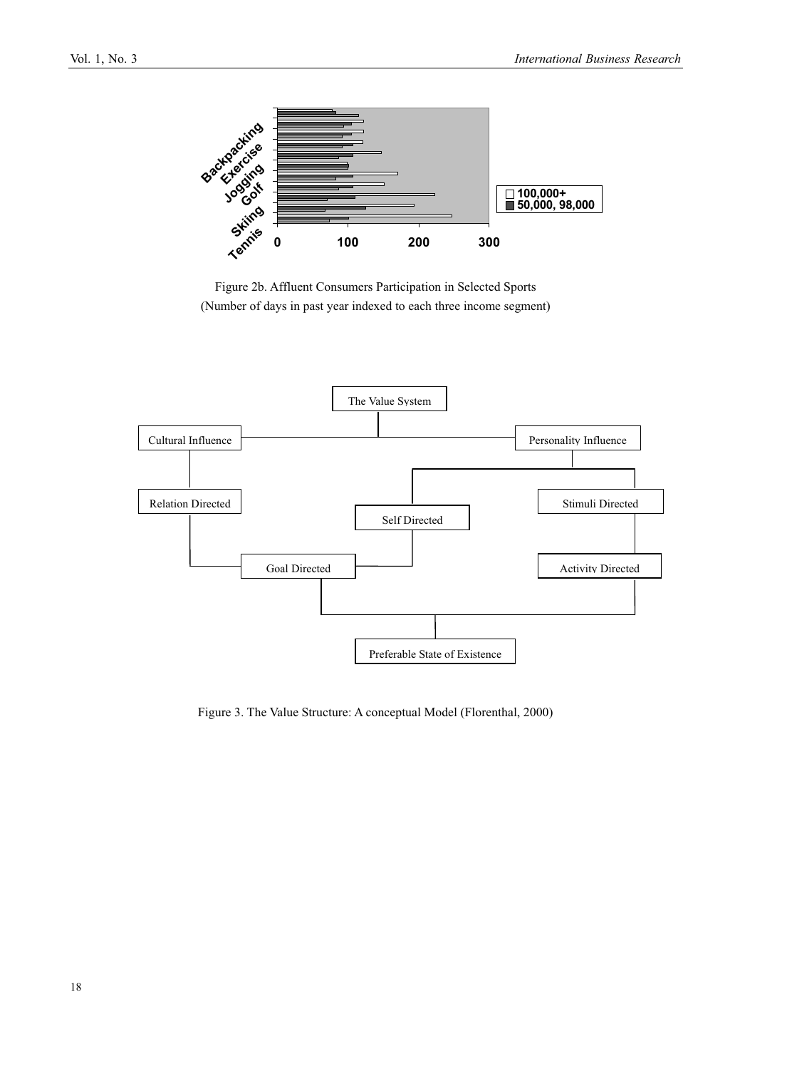Figure 2b. Affluent Consumers Participation in Selected Sports
(Number of days in past year indexed to each three income segment)

Figure 3. The Value Structure: A conceptual Model (Florenthal, 2000)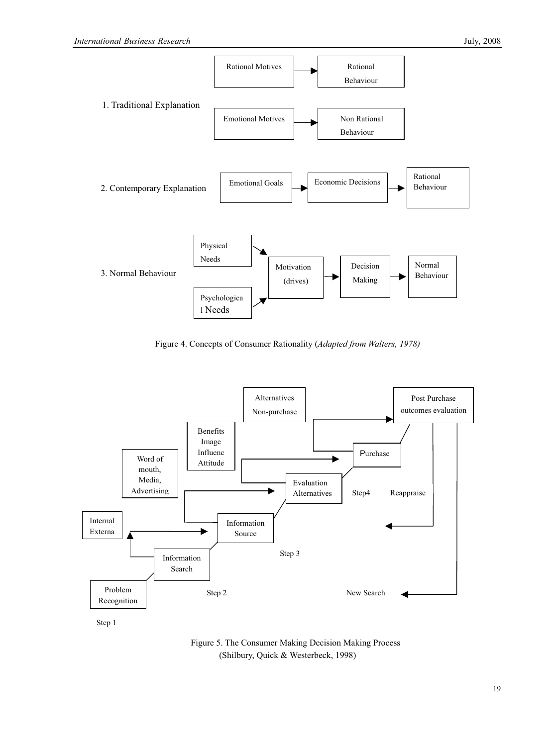1. Traditional Explanation

Rational Motives → Rational Behaviour

Emotional Motives → Non Rational Behaviour

2. Contemporary Explanation

Emotional Goals → Economic Decisions → Rational Behaviour

3. Normal Behaviour

Physical Needs → Motivation (drives) → Decision Making → Normal Behaviour

Psychological Needs → Motivation (drives)

Figure 4. Concepts of Consumer Rationality (*Adapted from Walters, 1978)*

Step 1: Problem Recognition

Step 2: Information Search — Internal / Externa

Step 3: Information Source — Word of mouth, Media, Advertising

Evaluation Alternatives — Benefits, Image, Influenc, Attitude

Step4: Purchase — Alternatives Non-purchase

Post Purchase outcomes evaluation — Reappraise; New Search

Figure 5. The Consumer Making Decision Making Process
(Shilbury, Quick & Westerbeck, 1998)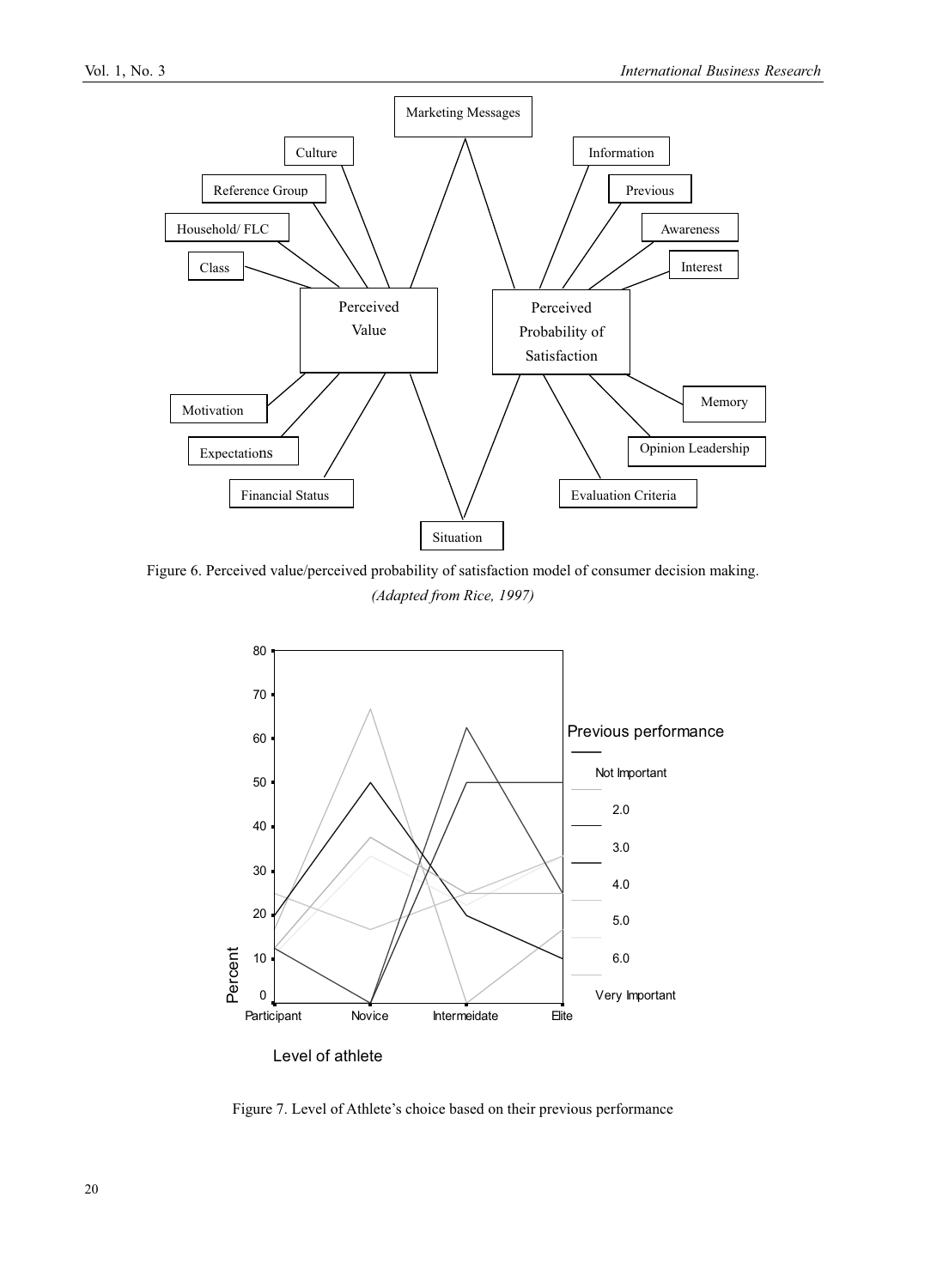Figure 6. Perceived value/perceived probability of satisfaction model of consumer decision making.

*(Adapted from Rice, 1997)*

Figure 7. Level of Athlete's choice based on their previous performance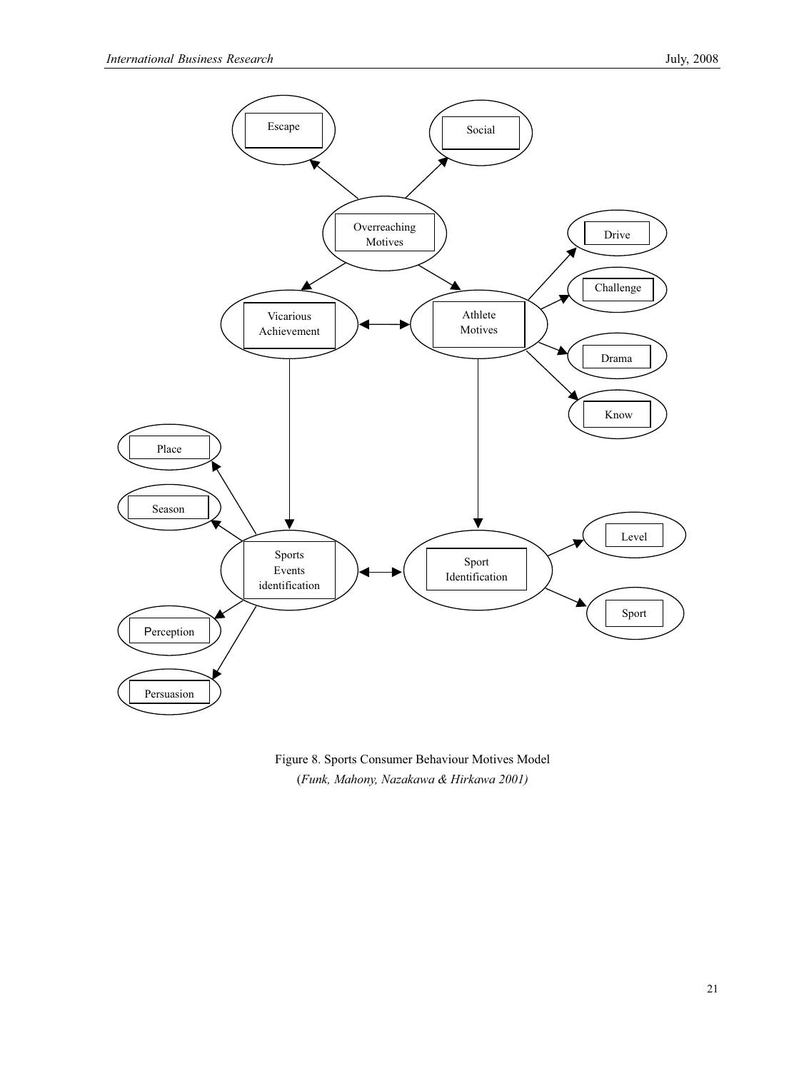Escape

Social

Overreaching Motives

Drive

Challenge

Vicarious Achievement

Athlete Motives

Drama

Know

Place

Season

Level

Sports Events identification

Sport Identification

Sport

Perception

Persuasion

Figure 8. Sports Consumer Behaviour Motives Model

(*Funk, Mahony, Nazakawa & Hirkawa 2001)*